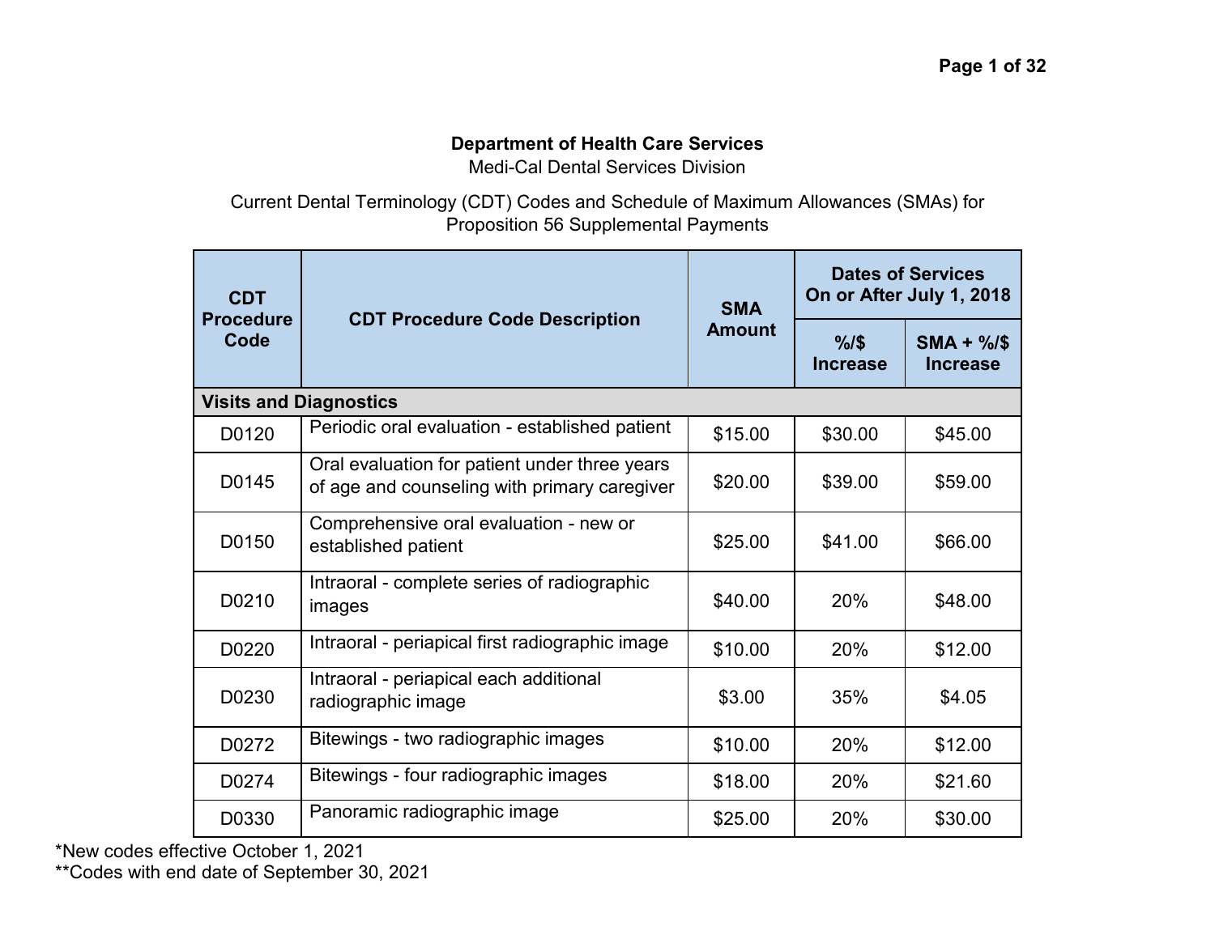**Department of Health Care Services**

Medi-Cal Dental Services Division

Current Dental Terminology (CDT) Codes and Schedule of Maximum Allowances (SMAs) for Proposition 56 Supplemental Payments

| CDT Procedure Code | CDT Procedure Code Description | SMA Amount | Dates of Services On or After July 1, 2018 | |
|---|---|---|---|---|
| | | | %/$ Increase | SMA + %/$ Increase |
| **Visits and Diagnostics** | | | | |
| D0120 | Periodic oral evaluation - established patient | $15.00 | $30.00 | $45.00 |
| D0145 | Oral evaluation for patient under three years of age and counseling with primary caregiver | $20.00 | $39.00 | $59.00 |
| D0150 | Comprehensive oral evaluation - new or established patient | $25.00 | $41.00 | $66.00 |
| D0210 | Intraoral - complete series of radiographic images | $40.00 | 20% | $48.00 |
| D0220 | Intraoral - periapical first radiographic image | $10.00 | 20% | $12.00 |
| D0230 | Intraoral - periapical each additional radiographic image | $3.00 | 35% | $4.05 |
| D0272 | Bitewings - two radiographic images | $10.00 | 20% | $12.00 |
| D0274 | Bitewings - four radiographic images | $18.00 | 20% | $21.60 |
| D0330 | Panoramic radiographic image | $25.00 | 20% | $30.00 |

*New codes effective October 1, 2021

**Codes with end date of September 30, 2021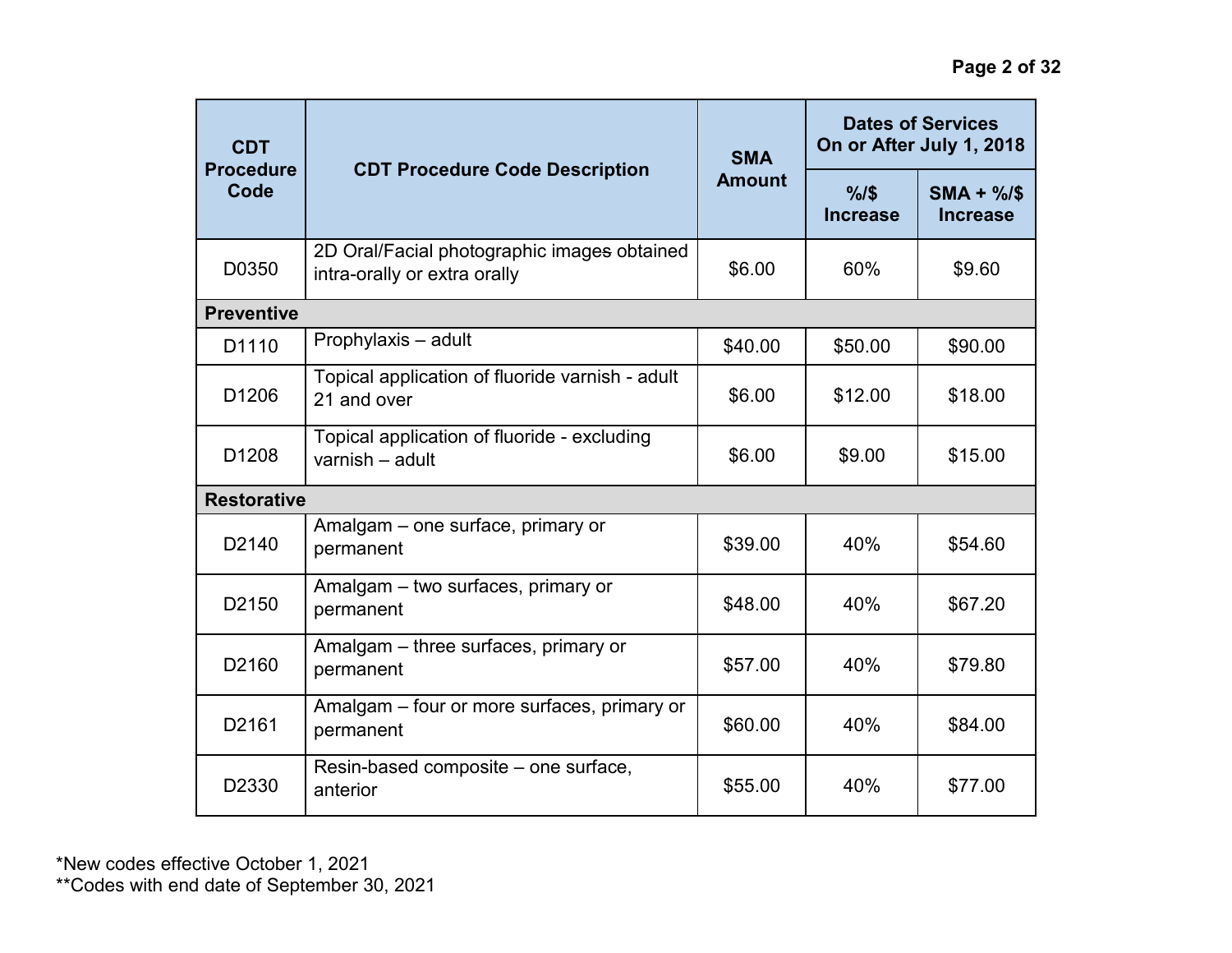| CDT Procedure Code | CDT Procedure Code Description | SMA Amount | Dates of Services On or After July 1, 2018 | |
|---|---|---|---|---|
| | | | %/$ Increase | SMA + %/$ Increase |
| D0350 | 2D Oral/Facial photographic images obtained intra-orally or extra orally | $6.00 | 60% | $9.60 |
| **Preventive** | | | | |
| D1110 | Prophylaxis – adult | $40.00 | $50.00 | $90.00 |
| D1206 | Topical application of fluoride varnish - adult 21 and over | $6.00 | $12.00 | $18.00 |
| D1208 | Topical application of fluoride - excluding varnish – adult | $6.00 | $9.00 | $15.00 |
| **Restorative** | | | | |
| D2140 | Amalgam – one surface, primary or permanent | $39.00 | 40% | $54.60 |
| D2150 | Amalgam – two surfaces, primary or permanent | $48.00 | 40% | $67.20 |
| D2160 | Amalgam – three surfaces, primary or permanent | $57.00 | 40% | $79.80 |
| D2161 | Amalgam – four or more surfaces, primary or permanent | $60.00 | 40% | $84.00 |
| D2330 | Resin-based composite – one surface, anterior | $55.00 | 40% | $77.00 |

*New codes effective October 1, 2021
**Codes with end date of September 30, 2021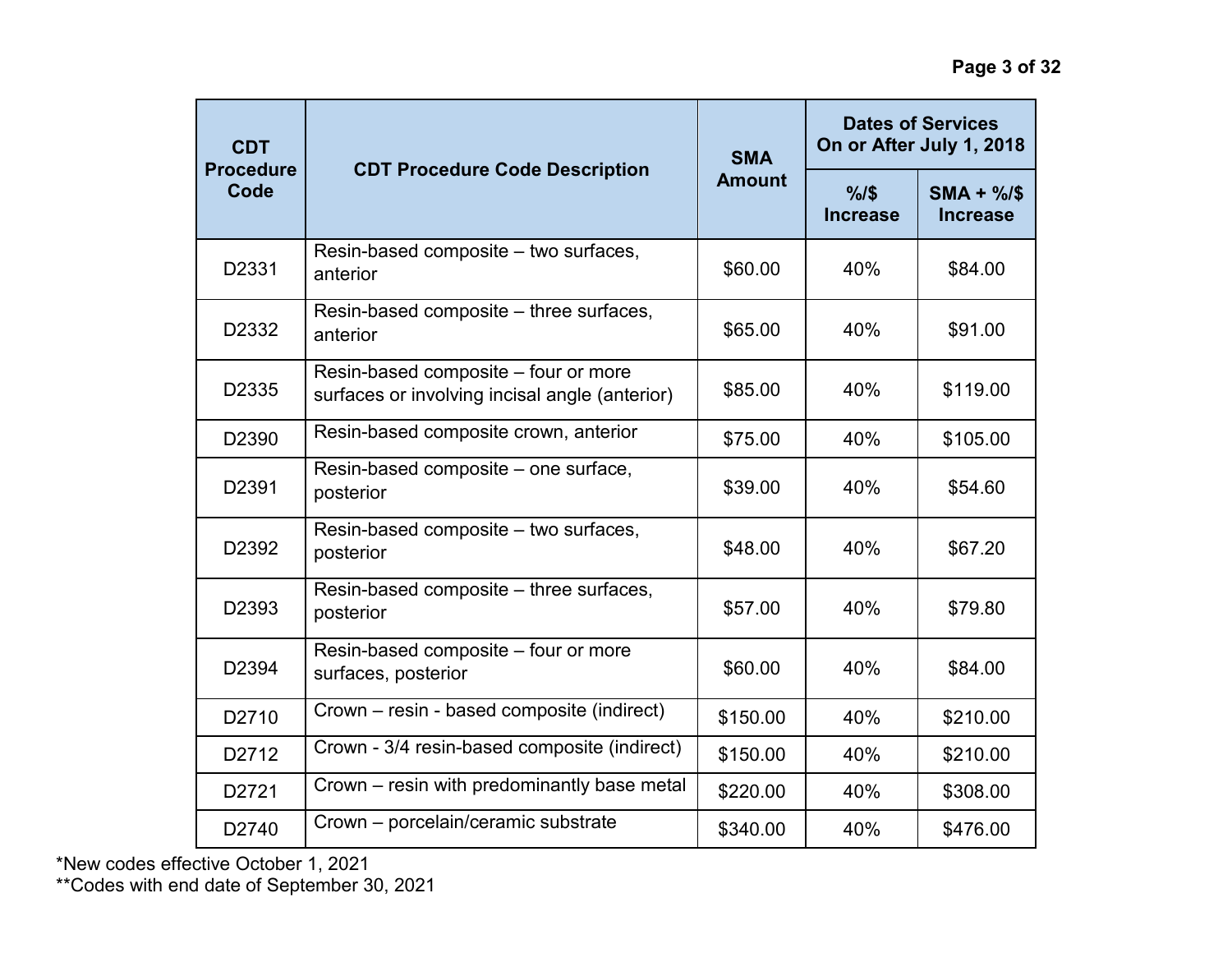| CDT Procedure Code | CDT Procedure Code Description | SMA Amount | Dates of Services On or After July 1, 2018 | |
|---|---|---|---|---|
| | | | %/$ Increase | SMA + %/$ Increase |
| D2331 | Resin-based composite – two surfaces, anterior | $60.00 | 40% | $84.00 |
| D2332 | Resin-based composite – three surfaces, anterior | $65.00 | 40% | $91.00 |
| D2335 | Resin-based composite – four or more surfaces or involving incisal angle (anterior) | $85.00 | 40% | $119.00 |
| D2390 | Resin-based composite crown, anterior | $75.00 | 40% | $105.00 |
| D2391 | Resin-based composite – one surface, posterior | $39.00 | 40% | $54.60 |
| D2392 | Resin-based composite – two surfaces, posterior | $48.00 | 40% | $67.20 |
| D2393 | Resin-based composite – three surfaces, posterior | $57.00 | 40% | $79.80 |
| D2394 | Resin-based composite – four or more surfaces, posterior | $60.00 | 40% | $84.00 |
| D2710 | Crown – resin - based composite (indirect) | $150.00 | 40% | $210.00 |
| D2712 | Crown - 3/4 resin-based composite (indirect) | $150.00 | 40% | $210.00 |
| D2721 | Crown – resin with predominantly base metal | $220.00 | 40% | $308.00 |
| D2740 | Crown – porcelain/ceramic substrate | $340.00 | 40% | $476.00 |

*New codes effective October 1, 2021
**Codes with end date of September 30, 2021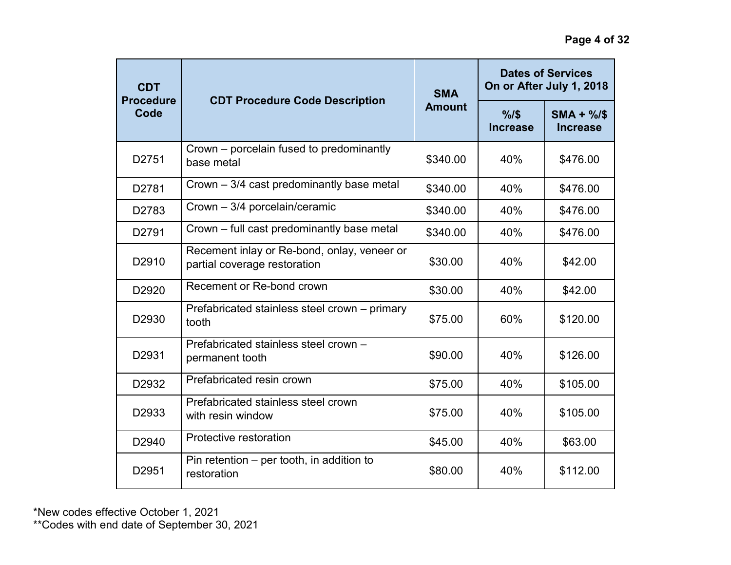| CDT Procedure Code | CDT Procedure Code Description | SMA Amount | Dates of Services On or After July 1, 2018 | |
|---|---|---|---|---|
| | | | %/$ Increase | SMA + %/$ Increase |
| D2751 | Crown – porcelain fused to predominantly base metal | $340.00 | 40% | $476.00 |
| D2781 | Crown – 3/4 cast predominantly base metal | $340.00 | 40% | $476.00 |
| D2783 | Crown – 3/4 porcelain/ceramic | $340.00 | 40% | $476.00 |
| D2791 | Crown – full cast predominantly base metal | $340.00 | 40% | $476.00 |
| D2910 | Recement inlay or Re-bond, onlay, veneer or partial coverage restoration | $30.00 | 40% | $42.00 |
| D2920 | Recement or Re-bond crown | $30.00 | 40% | $42.00 |
| D2930 | Prefabricated stainless steel crown – primary tooth | $75.00 | 60% | $120.00 |
| D2931 | Prefabricated stainless steel crown – permanent tooth | $90.00 | 40% | $126.00 |
| D2932 | Prefabricated resin crown | $75.00 | 40% | $105.00 |
| D2933 | Prefabricated stainless steel crown with resin window | $75.00 | 40% | $105.00 |
| D2940 | Protective restoration | $45.00 | 40% | $63.00 |
| D2951 | Pin retention – per tooth, in addition to restoration | $80.00 | 40% | $112.00 |

*New codes effective October 1, 2021
**Codes with end date of September 30, 2021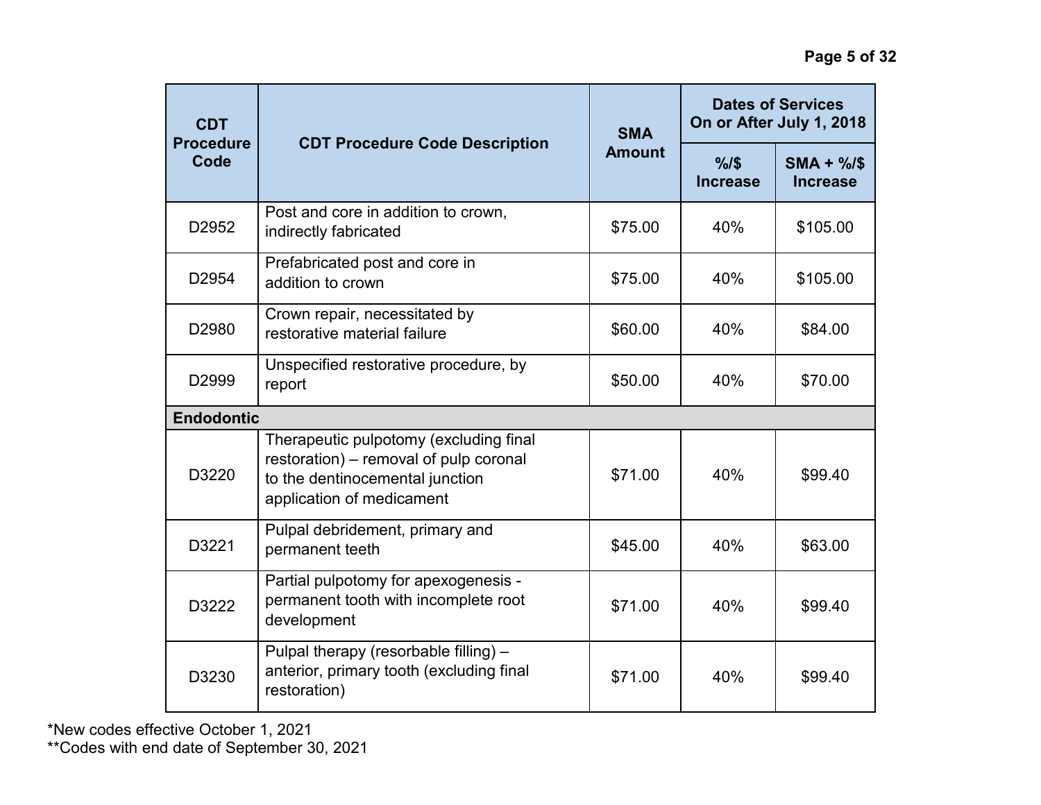| CDT Procedure Code | CDT Procedure Code Description | SMA Amount | Dates of Services On or After July 1, 2018 | |
|---|---|---|---|---|
| | | | %/$ Increase | SMA + %/$ Increase |
| D2952 | Post and core in addition to crown, indirectly fabricated | $75.00 | 40% | $105.00 |
| D2954 | Prefabricated post and core in addition to crown | $75.00 | 40% | $105.00 |
| D2980 | Crown repair, necessitated by restorative material failure | $60.00 | 40% | $84.00 |
| D2999 | Unspecified restorative procedure, by report | $50.00 | 40% | $70.00 |
| **Endodontic** | | | | |
| D3220 | Therapeutic pulpotomy (excluding final restoration) – removal of pulp coronal to the dentinocemental junction application of medicament | $71.00 | 40% | $99.40 |
| D3221 | Pulpal debridement, primary and permanent teeth | $45.00 | 40% | $63.00 |
| D3222 | Partial pulpotomy for apexogenesis - permanent tooth with incomplete root development | $71.00 | 40% | $99.40 |
| D3230 | Pulpal therapy (resorbable filling) – anterior, primary tooth (excluding final restoration) | $71.00 | 40% | $99.40 |

*New codes effective October 1, 2021
**Codes with end date of September 30, 2021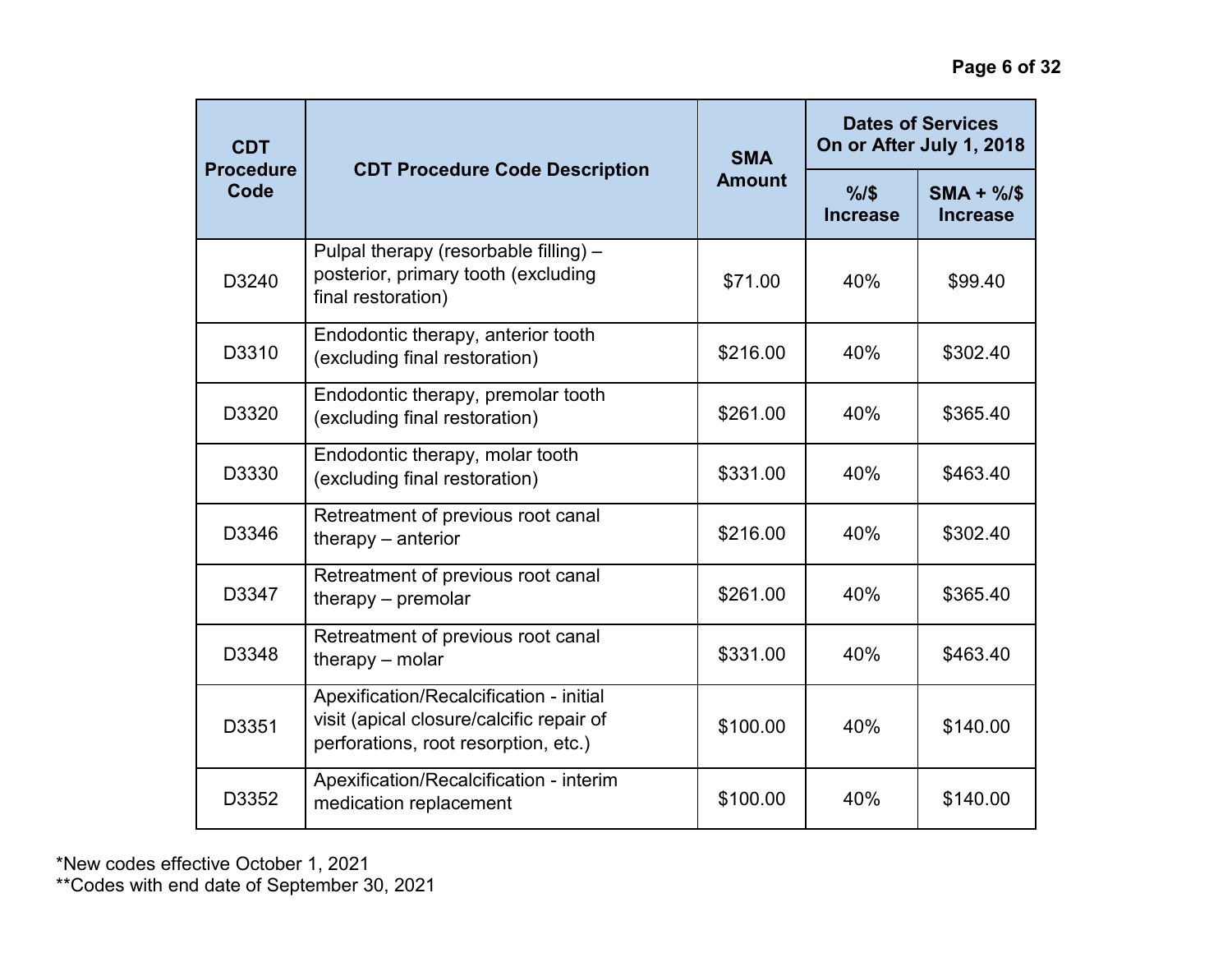| CDT Procedure Code | CDT Procedure Code Description | SMA Amount | Dates of Services On or After July 1, 2018 | |
|---|---|---|---|---|
| | | | %/$ Increase | SMA + %/$ Increase |
| D3240 | Pulpal therapy (resorbable filling) – posterior, primary tooth (excluding final restoration) | $71.00 | 40% | $99.40 |
| D3310 | Endodontic therapy, anterior tooth (excluding final restoration) | $216.00 | 40% | $302.40 |
| D3320 | Endodontic therapy, premolar tooth (excluding final restoration) | $261.00 | 40% | $365.40 |
| D3330 | Endodontic therapy, molar tooth (excluding final restoration) | $331.00 | 40% | $463.40 |
| D3346 | Retreatment of previous root canal therapy – anterior | $216.00 | 40% | $302.40 |
| D3347 | Retreatment of previous root canal therapy – premolar | $261.00 | 40% | $365.40 |
| D3348 | Retreatment of previous root canal therapy – molar | $331.00 | 40% | $463.40 |
| D3351 | Apexification/Recalcification - initial visit (apical closure/calcific repair of perforations, root resorption, etc.) | $100.00 | 40% | $140.00 |
| D3352 | Apexification/Recalcification - interim medication replacement | $100.00 | 40% | $140.00 |

*New codes effective October 1, 2021
**Codes with end date of September 30, 2021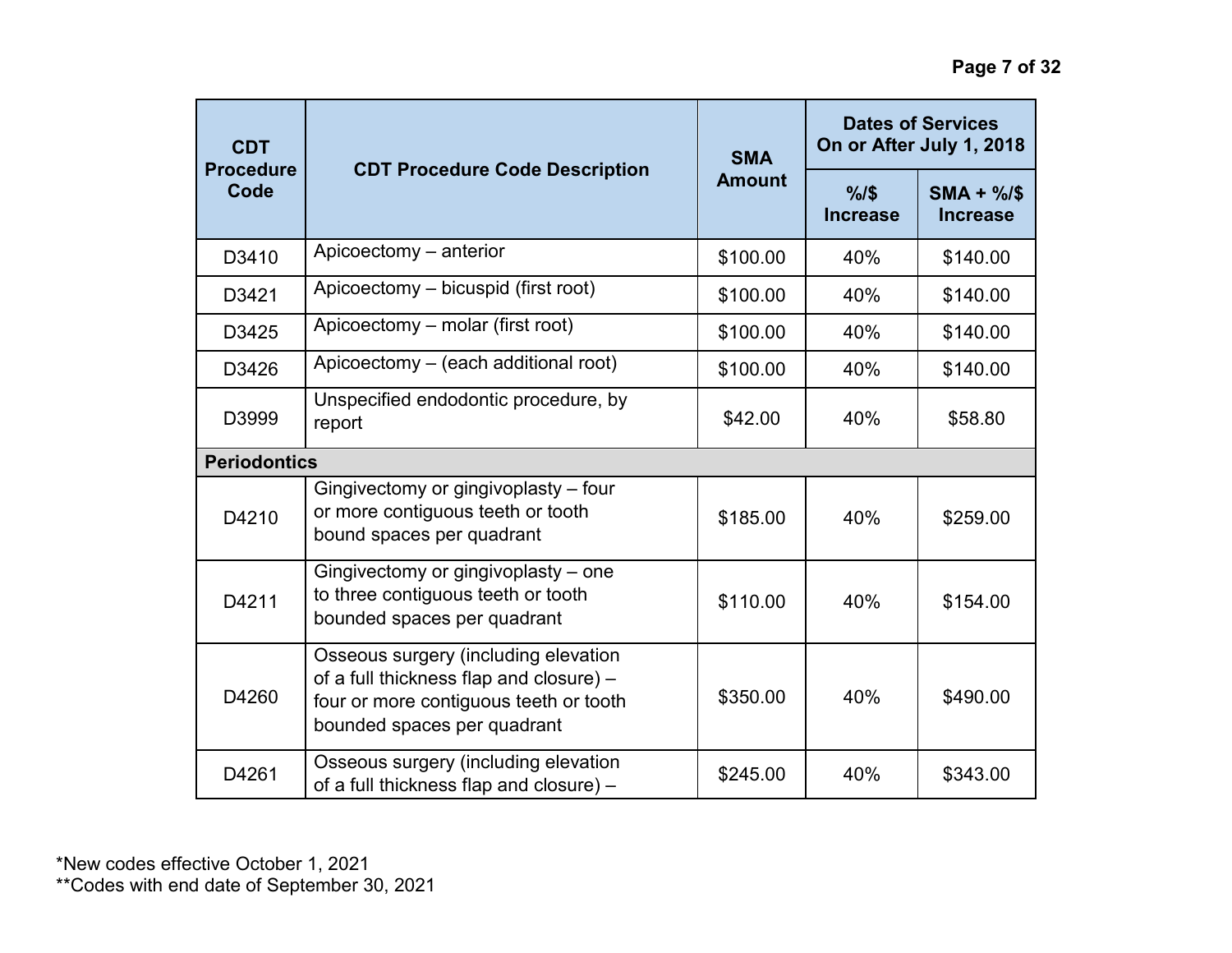| CDT Procedure Code | CDT Procedure Code Description | SMA Amount | Dates of Services On or After July 1, 2018 | |
|---|---|---|---|---|
| | | | %/$ Increase | SMA + %/$ Increase |
| D3410 | Apicoectomy – anterior | $100.00 | 40% | $140.00 |
| D3421 | Apicoectomy – bicuspid (first root) | $100.00 | 40% | $140.00 |
| D3425 | Apicoectomy – molar (first root) | $100.00 | 40% | $140.00 |
| D3426 | Apicoectomy – (each additional root) | $100.00 | 40% | $140.00 |
| D3999 | Unspecified endodontic procedure, by report | $42.00 | 40% | $58.80 |
| **Periodontics** | | | | |
| D4210 | Gingivectomy or gingivoplasty – four or more contiguous teeth or tooth bound spaces per quadrant | $185.00 | 40% | $259.00 |
| D4211 | Gingivectomy or gingivoplasty – one to three contiguous teeth or tooth bounded spaces per quadrant | $110.00 | 40% | $154.00 |
| D4260 | Osseous surgery (including elevation of a full thickness flap and closure) – four or more contiguous teeth or tooth bounded spaces per quadrant | $350.00 | 40% | $490.00 |
| D4261 | Osseous surgery (including elevation of a full thickness flap and closure) – | $245.00 | 40% | $343.00 |

*New codes effective October 1, 2021
**Codes with end date of September 30, 2021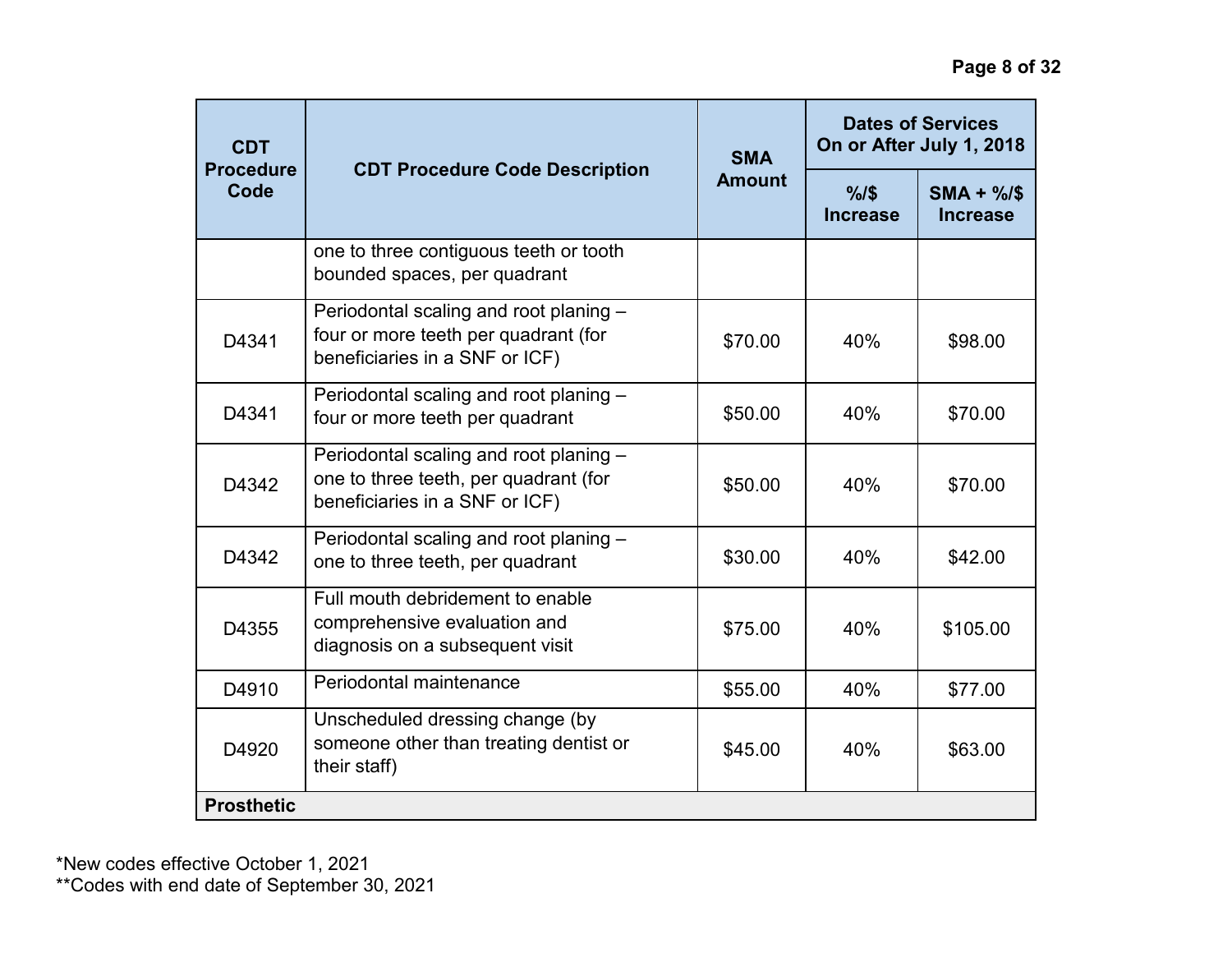| CDT Procedure Code | CDT Procedure Code Description | SMA Amount | Dates of Services On or After July 1, 2018 | |
|---|---|---|---|---|
| | | | %/$ Increase | SMA + %/$ Increase |
| | one to three contiguous teeth or tooth bounded spaces, per quadrant | | | |
| D4341 | Periodontal scaling and root planing – four or more teeth per quadrant (for beneficiaries in a SNF or ICF) | $70.00 | 40% | $98.00 |
| D4341 | Periodontal scaling and root planing – four or more teeth per quadrant | $50.00 | 40% | $70.00 |
| D4342 | Periodontal scaling and root planing – one to three teeth, per quadrant (for beneficiaries in a SNF or ICF) | $50.00 | 40% | $70.00 |
| D4342 | Periodontal scaling and root planing – one to three teeth, per quadrant | $30.00 | 40% | $42.00 |
| D4355 | Full mouth debridement to enable comprehensive evaluation and diagnosis on a subsequent visit | $75.00 | 40% | $105.00 |
| D4910 | Periodontal maintenance | $55.00 | 40% | $77.00 |
| D4920 | Unscheduled dressing change (by someone other than treating dentist or their staff) | $45.00 | 40% | $63.00 |
| **Prosthetic** | | | | |

*New codes effective October 1, 2021
**Codes with end date of September 30, 2021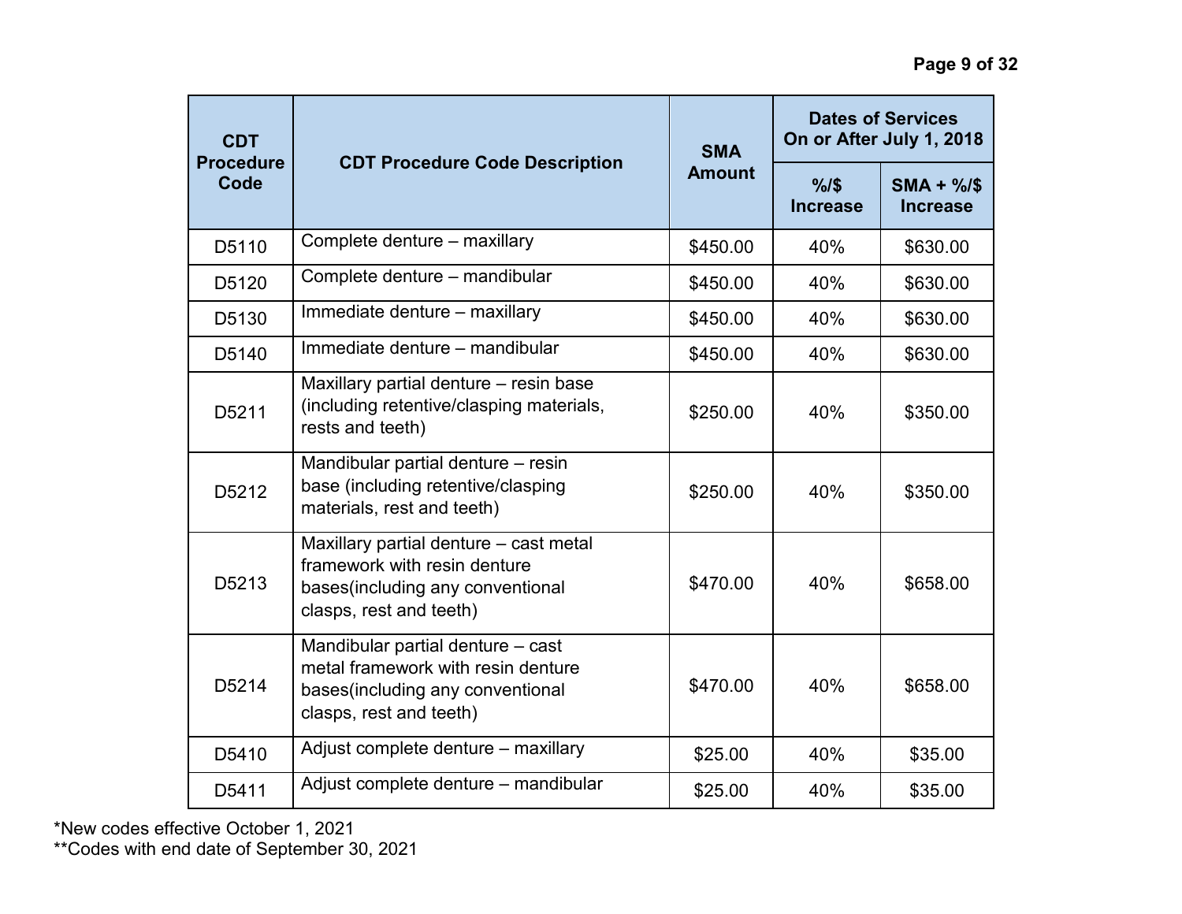| CDT Procedure Code | CDT Procedure Code Description | SMA Amount | Dates of Services On or After July 1, 2018 | |
|---|---|---|---|---|
| | | | %/$ Increase | SMA + %/$ Increase |
| D5110 | Complete denture – maxillary | $450.00 | 40% | $630.00 |
| D5120 | Complete denture – mandibular | $450.00 | 40% | $630.00 |
| D5130 | Immediate denture – maxillary | $450.00 | 40% | $630.00 |
| D5140 | Immediate denture – mandibular | $450.00 | 40% | $630.00 |
| D5211 | Maxillary partial denture – resin base (including retentive/clasping materials, rests and teeth) | $250.00 | 40% | $350.00 |
| D5212 | Mandibular partial denture – resin base (including retentive/clasping materials, rest and teeth) | $250.00 | 40% | $350.00 |
| D5213 | Maxillary partial denture – cast metal framework with resin denture bases(including any conventional clasps, rest and teeth) | $470.00 | 40% | $658.00 |
| D5214 | Mandibular partial denture – cast metal framework with resin denture bases(including any conventional clasps, rest and teeth) | $470.00 | 40% | $658.00 |
| D5410 | Adjust complete denture – maxillary | $25.00 | 40% | $35.00 |
| D5411 | Adjust complete denture – mandibular | $25.00 | 40% | $35.00 |

*New codes effective October 1, 2021
**Codes with end date of September 30, 2021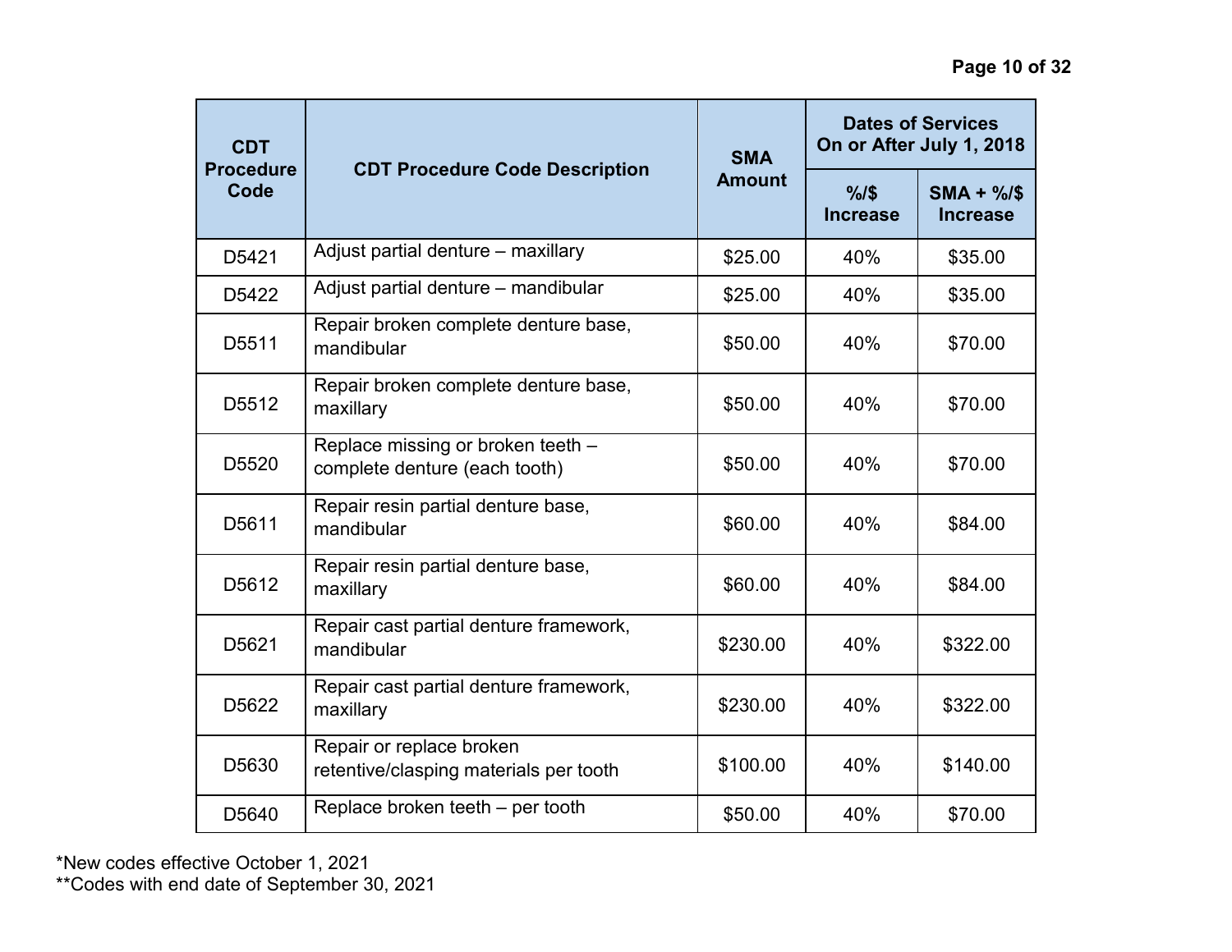| CDT Procedure Code | CDT Procedure Code Description | SMA Amount | Dates of Services On or After July 1, 2018 | |
|---|---|---|---|---|
| | | | %/$ Increase | SMA + %/$ Increase |
| D5421 | Adjust partial denture – maxillary | $25.00 | 40% | $35.00 |
| D5422 | Adjust partial denture – mandibular | $25.00 | 40% | $35.00 |
| D5511 | Repair broken complete denture base, mandibular | $50.00 | 40% | $70.00 |
| D5512 | Repair broken complete denture base, maxillary | $50.00 | 40% | $70.00 |
| D5520 | Replace missing or broken teeth – complete denture (each tooth) | $50.00 | 40% | $70.00 |
| D5611 | Repair resin partial denture base, mandibular | $60.00 | 40% | $84.00 |
| D5612 | Repair resin partial denture base, maxillary | $60.00 | 40% | $84.00 |
| D5621 | Repair cast partial denture framework, mandibular | $230.00 | 40% | $322.00 |
| D5622 | Repair cast partial denture framework, maxillary | $230.00 | 40% | $322.00 |
| D5630 | Repair or replace broken retentive/clasping materials per tooth | $100.00 | 40% | $140.00 |
| D5640 | Replace broken teeth – per tooth | $50.00 | 40% | $70.00 |

*New codes effective October 1, 2021
**Codes with end date of September 30, 2021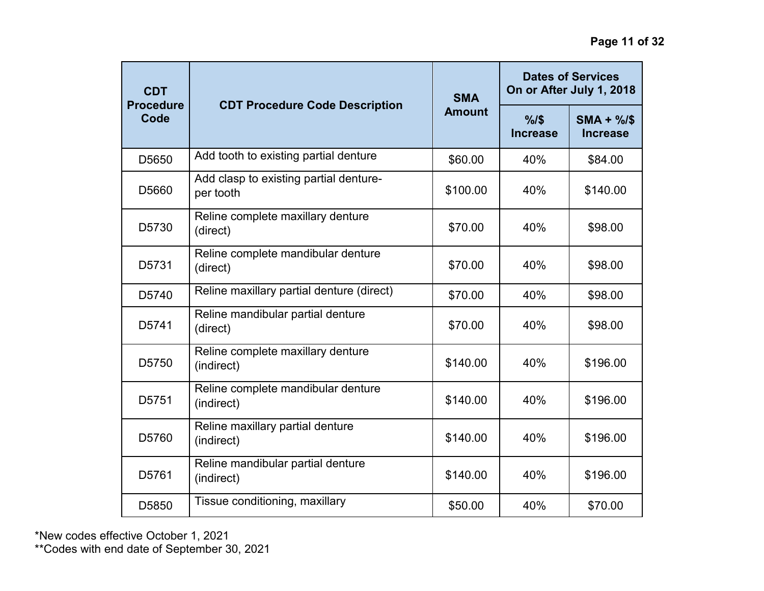| CDT Procedure Code | CDT Procedure Code Description | SMA Amount | Dates of Services On or After July 1, 2018 | |
|---|---|---|---|---|
| | | | %/$ Increase | SMA + %/$ Increase |
| D5650 | Add tooth to existing partial denture | $60.00 | 40% | $84.00 |
| D5660 | Add clasp to existing partial denture- per tooth | $100.00 | 40% | $140.00 |
| D5730 | Reline complete maxillary denture (direct) | $70.00 | 40% | $98.00 |
| D5731 | Reline complete mandibular denture (direct) | $70.00 | 40% | $98.00 |
| D5740 | Reline maxillary partial denture (direct) | $70.00 | 40% | $98.00 |
| D5741 | Reline mandibular partial denture (direct) | $70.00 | 40% | $98.00 |
| D5750 | Reline complete maxillary denture (indirect) | $140.00 | 40% | $196.00 |
| D5751 | Reline complete mandibular denture (indirect) | $140.00 | 40% | $196.00 |
| D5760 | Reline maxillary partial denture (indirect) | $140.00 | 40% | $196.00 |
| D5761 | Reline mandibular partial denture (indirect) | $140.00 | 40% | $196.00 |
| D5850 | Tissue conditioning, maxillary | $50.00 | 40% | $70.00 |

*New codes effective October 1, 2021
**Codes with end date of September 30, 2021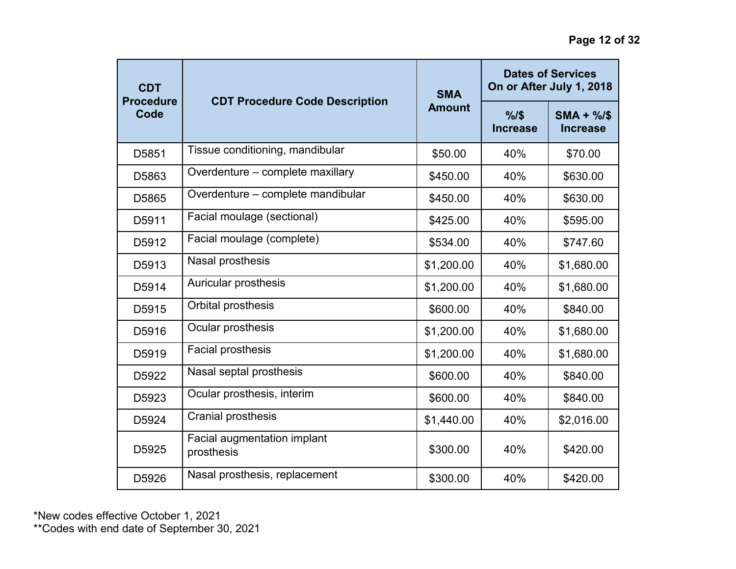| CDT Procedure Code | CDT Procedure Code Description | SMA Amount | Dates of Services On or After July 1, 2018 | |
|---|---|---|---|---|
| | | | %/$ Increase | SMA + %/$ Increase |
| D5851 | Tissue conditioning, mandibular | $50.00 | 40% | $70.00 |
| D5863 | Overdenture – complete maxillary | $450.00 | 40% | $630.00 |
| D5865 | Overdenture – complete mandibular | $450.00 | 40% | $630.00 |
| D5911 | Facial moulage (sectional) | $425.00 | 40% | $595.00 |
| D5912 | Facial moulage (complete) | $534.00 | 40% | $747.60 |
| D5913 | Nasal prosthesis | $1,200.00 | 40% | $1,680.00 |
| D5914 | Auricular prosthesis | $1,200.00 | 40% | $1,680.00 |
| D5915 | Orbital prosthesis | $600.00 | 40% | $840.00 |
| D5916 | Ocular prosthesis | $1,200.00 | 40% | $1,680.00 |
| D5919 | Facial prosthesis | $1,200.00 | 40% | $1,680.00 |
| D5922 | Nasal septal prosthesis | $600.00 | 40% | $840.00 |
| D5923 | Ocular prosthesis, interim | $600.00 | 40% | $840.00 |
| D5924 | Cranial prosthesis | $1,440.00 | 40% | $2,016.00 |
| D5925 | Facial augmentation implant prosthesis | $300.00 | 40% | $420.00 |
| D5926 | Nasal prosthesis, replacement | $300.00 | 40% | $420.00 |

*New codes effective October 1, 2021
**Codes with end date of September 30, 2021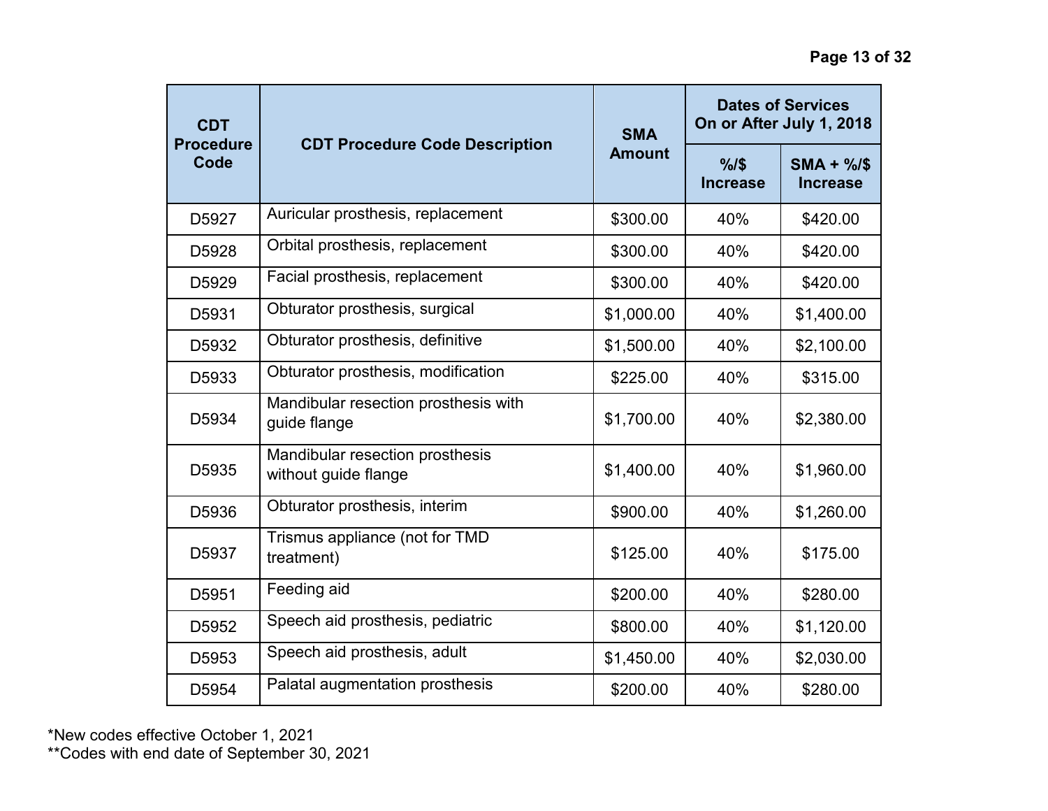| CDT Procedure Code | CDT Procedure Code Description | SMA Amount | Dates of Services On or After July 1, 2018 | |
|---|---|---|---|---|
| | | | %/$ Increase | SMA + %/$ Increase |
| D5927 | Auricular prosthesis, replacement | $300.00 | 40% | $420.00 |
| D5928 | Orbital prosthesis, replacement | $300.00 | 40% | $420.00 |
| D5929 | Facial prosthesis, replacement | $300.00 | 40% | $420.00 |
| D5931 | Obturator prosthesis, surgical | $1,000.00 | 40% | $1,400.00 |
| D5932 | Obturator prosthesis, definitive | $1,500.00 | 40% | $2,100.00 |
| D5933 | Obturator prosthesis, modification | $225.00 | 40% | $315.00 |
| D5934 | Mandibular resection prosthesis with guide flange | $1,700.00 | 40% | $2,380.00 |
| D5935 | Mandibular resection prosthesis without guide flange | $1,400.00 | 40% | $1,960.00 |
| D5936 | Obturator prosthesis, interim | $900.00 | 40% | $1,260.00 |
| D5937 | Trismus appliance (not for TMD treatment) | $125.00 | 40% | $175.00 |
| D5951 | Feeding aid | $200.00 | 40% | $280.00 |
| D5952 | Speech aid prosthesis, pediatric | $800.00 | 40% | $1,120.00 |
| D5953 | Speech aid prosthesis, adult | $1,450.00 | 40% | $2,030.00 |
| D5954 | Palatal augmentation prosthesis | $200.00 | 40% | $280.00 |

*New codes effective October 1, 2021
**Codes with end date of September 30, 2021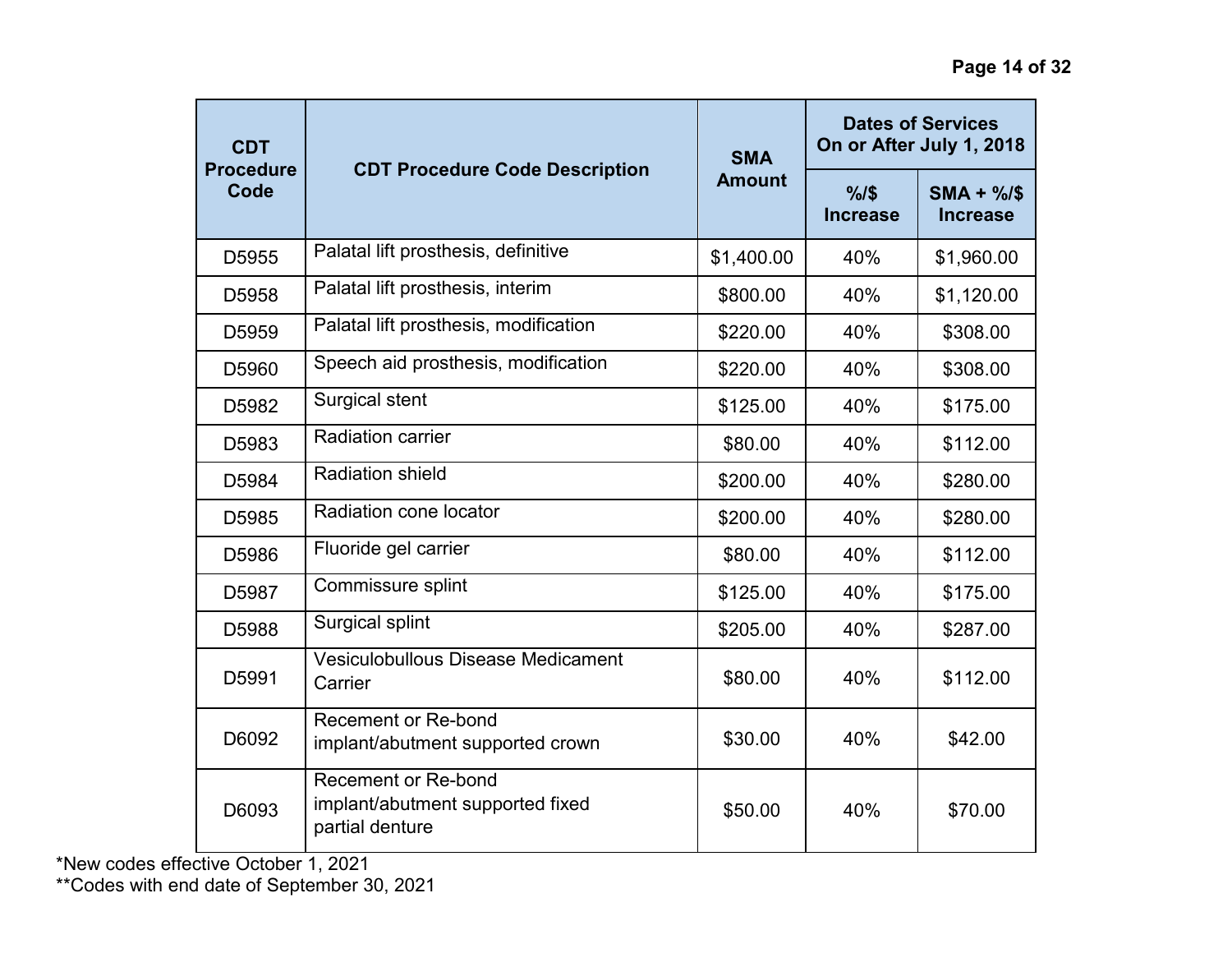| CDT Procedure Code | CDT Procedure Code Description | SMA Amount | Dates of Services On or After July 1, 2018 | |
|---|---|---|---|---|
| | | | %/$ Increase | SMA + %/$ Increase |
| D5955 | Palatal lift prosthesis, definitive | $1,400.00 | 40% | $1,960.00 |
| D5958 | Palatal lift prosthesis, interim | $800.00 | 40% | $1,120.00 |
| D5959 | Palatal lift prosthesis, modification | $220.00 | 40% | $308.00 |
| D5960 | Speech aid prosthesis, modification | $220.00 | 40% | $308.00 |
| D5982 | Surgical stent | $125.00 | 40% | $175.00 |
| D5983 | Radiation carrier | $80.00 | 40% | $112.00 |
| D5984 | Radiation shield | $200.00 | 40% | $280.00 |
| D5985 | Radiation cone locator | $200.00 | 40% | $280.00 |
| D5986 | Fluoride gel carrier | $80.00 | 40% | $112.00 |
| D5987 | Commissure splint | $125.00 | 40% | $175.00 |
| D5988 | Surgical splint | $205.00 | 40% | $287.00 |
| D5991 | Vesiculobullous Disease Medicament Carrier | $80.00 | 40% | $112.00 |
| D6092 | Recement or Re-bond implant/abutment supported crown | $30.00 | 40% | $42.00 |
| D6093 | Recement or Re-bond implant/abutment supported fixed partial denture | $50.00 | 40% | $70.00 |

*New codes effective October 1, 2021

**Codes with end date of September 30, 2021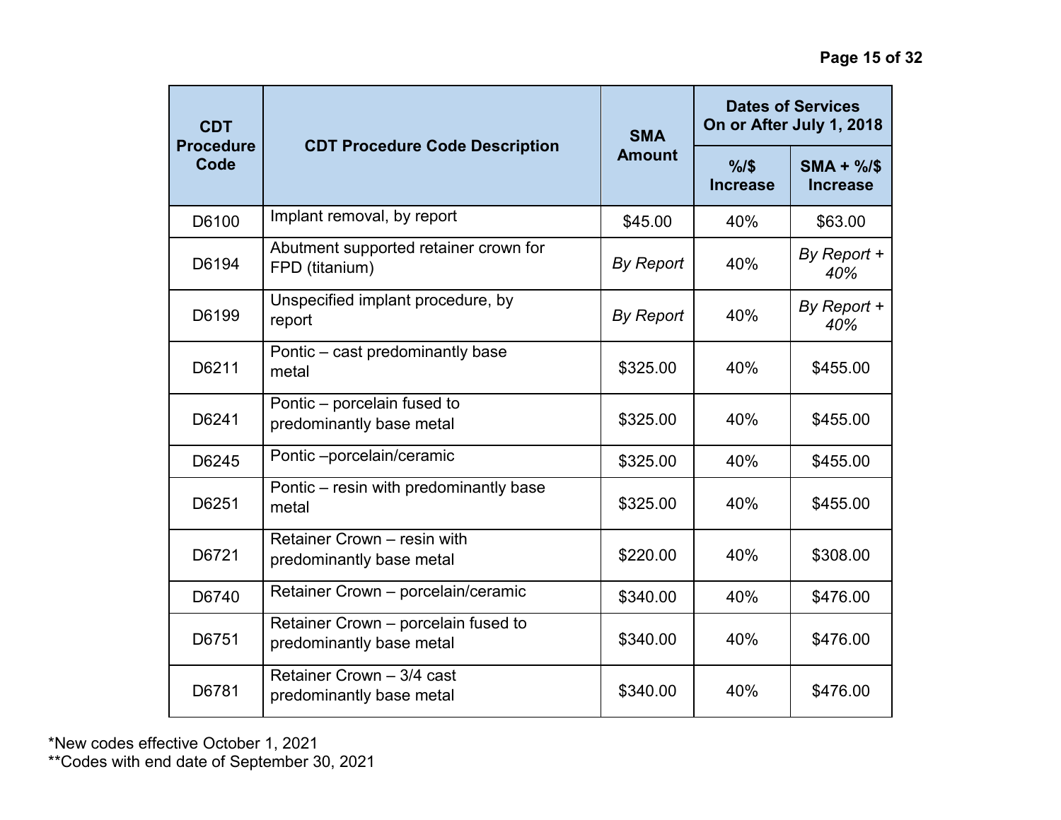| CDT Procedure Code | CDT Procedure Code Description | SMA Amount | Dates of Services On or After July 1, 2018 | |
|---|---|---|---|---|
| | | | %/$ Increase | SMA + %/$ Increase |
| D6100 | Implant removal, by report | $45.00 | 40% | $63.00 |
| D6194 | Abutment supported retainer crown for FPD (titanium) | *By Report* | 40% | *By Report + 40%* |
| D6199 | Unspecified implant procedure, by report | *By Report* | 40% | *By Report + 40%* |
| D6211 | Pontic – cast predominantly base metal | $325.00 | 40% | $455.00 |
| D6241 | Pontic – porcelain fused to predominantly base metal | $325.00 | 40% | $455.00 |
| D6245 | Pontic –porcelain/ceramic | $325.00 | 40% | $455.00 |
| D6251 | Pontic – resin with predominantly base metal | $325.00 | 40% | $455.00 |
| D6721 | Retainer Crown – resin with predominantly base metal | $220.00 | 40% | $308.00 |
| D6740 | Retainer Crown – porcelain/ceramic | $340.00 | 40% | $476.00 |
| D6751 | Retainer Crown – porcelain fused to predominantly base metal | $340.00 | 40% | $476.00 |
| D6781 | Retainer Crown – 3/4 cast predominantly base metal | $340.00 | 40% | $476.00 |

*New codes effective October 1, 2021
**Codes with end date of September 30, 2021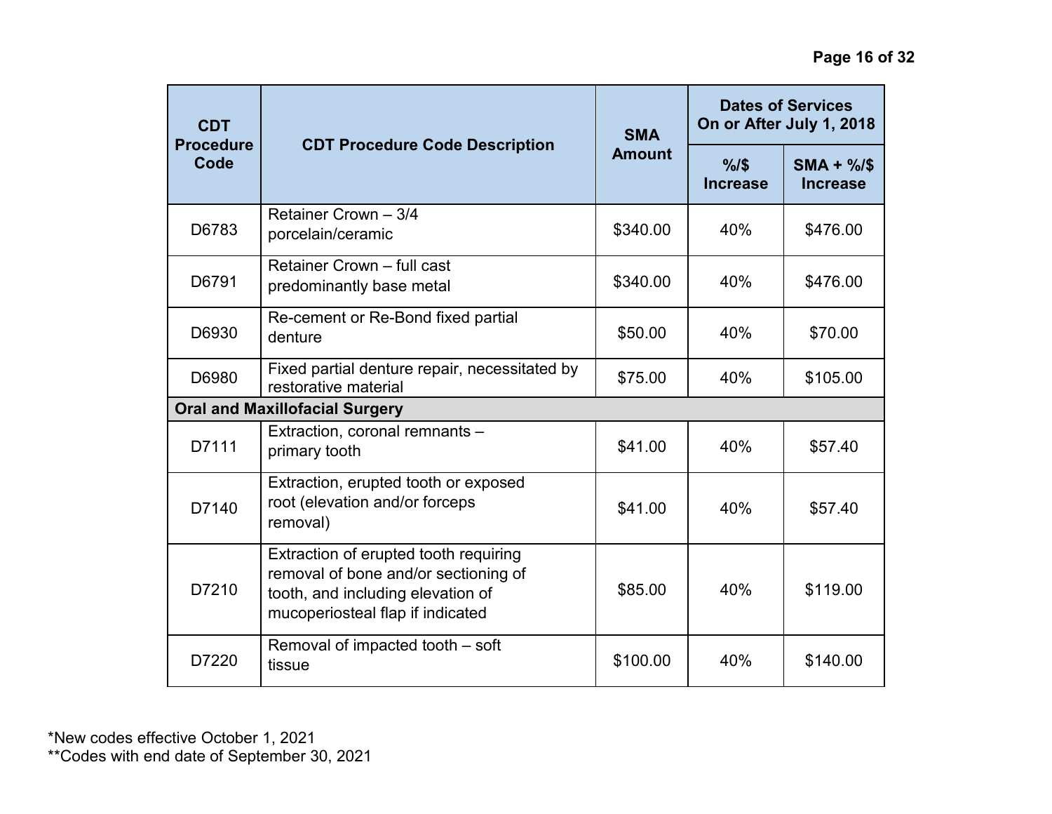| CDT Procedure Code | CDT Procedure Code Description | SMA Amount | Dates of Services On or After July 1, 2018 | |
|---|---|---|---|---|
| | | | %/$ Increase | SMA + %/$ Increase |
| D6783 | Retainer Crown – 3/4 porcelain/ceramic | $340.00 | 40% | $476.00 |
| D6791 | Retainer Crown – full cast predominantly base metal | $340.00 | 40% | $476.00 |
| D6930 | Re-cement or Re-Bond fixed partial denture | $50.00 | 40% | $70.00 |
| D6980 | Fixed partial denture repair, necessitated by restorative material | $75.00 | 40% | $105.00 |
| **Oral and Maxillofacial Surgery** | | | | |
| D7111 | Extraction, coronal remnants – primary tooth | $41.00 | 40% | $57.40 |
| D7140 | Extraction, erupted tooth or exposed root (elevation and/or forceps removal) | $41.00 | 40% | $57.40 |
| D7210 | Extraction of erupted tooth requiring removal of bone and/or sectioning of tooth, and including elevation of mucoperiosteal flap if indicated | $85.00 | 40% | $119.00 |
| D7220 | Removal of impacted tooth – soft tissue | $100.00 | 40% | $140.00 |

*New codes effective October 1, 2021
**Codes with end date of September 30, 2021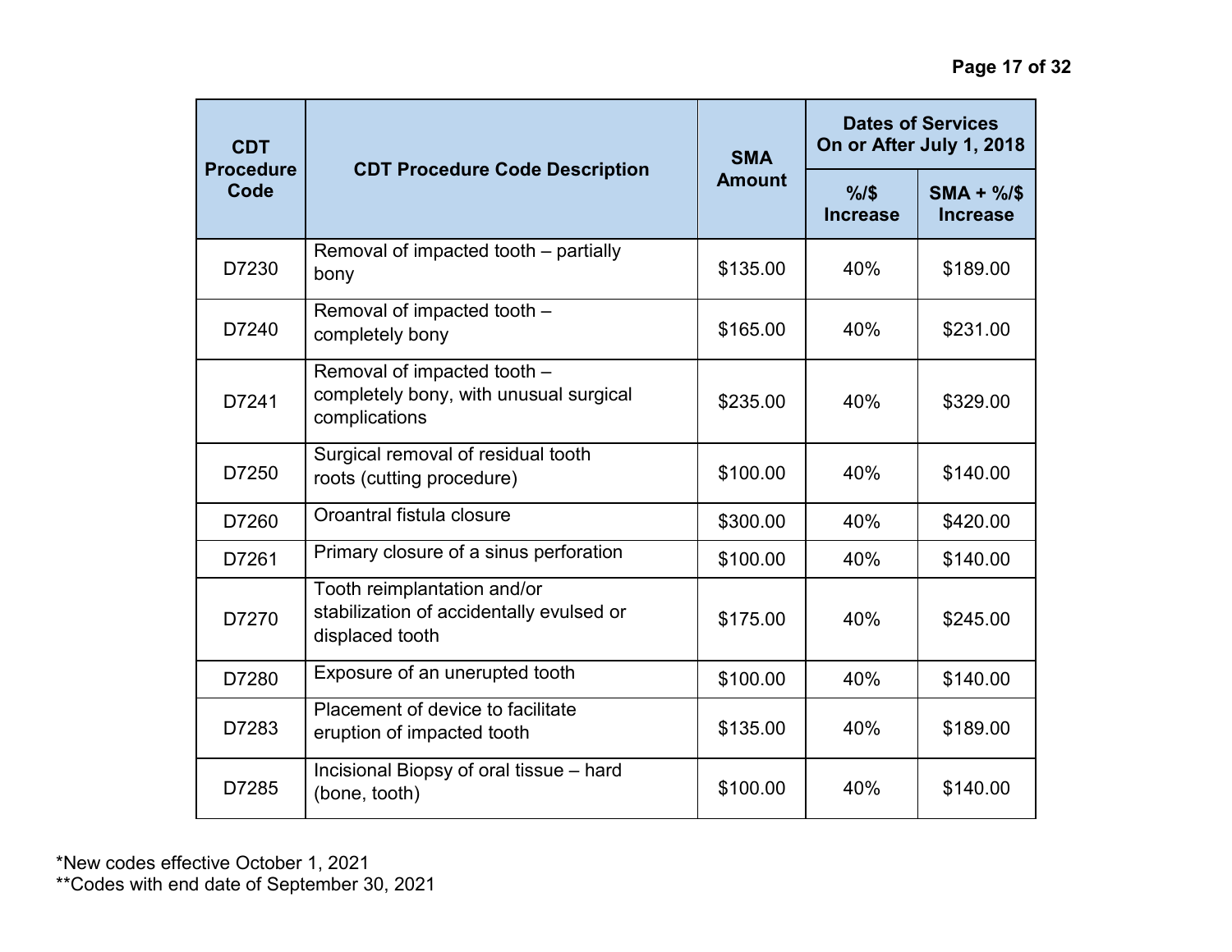| CDT Procedure Code | CDT Procedure Code Description | SMA Amount | Dates of Services On or After July 1, 2018 | |
|---|---|---|---|---|
| | | | %/$ Increase | SMA + %/$ Increase |
| D7230 | Removal of impacted tooth – partially bony | $135.00 | 40% | $189.00 |
| D7240 | Removal of impacted tooth – completely bony | $165.00 | 40% | $231.00 |
| D7241 | Removal of impacted tooth – completely bony, with unusual surgical complications | $235.00 | 40% | $329.00 |
| D7250 | Surgical removal of residual tooth roots (cutting procedure) | $100.00 | 40% | $140.00 |
| D7260 | Oroantral fistula closure | $300.00 | 40% | $420.00 |
| D7261 | Primary closure of a sinus perforation | $100.00 | 40% | $140.00 |
| D7270 | Tooth reimplantation and/or stabilization of accidentally evulsed or displaced tooth | $175.00 | 40% | $245.00 |
| D7280 | Exposure of an unerupted tooth | $100.00 | 40% | $140.00 |
| D7283 | Placement of device to facilitate eruption of impacted tooth | $135.00 | 40% | $189.00 |
| D7285 | Incisional Biopsy of oral tissue – hard (bone, tooth) | $100.00 | 40% | $140.00 |

*New codes effective October 1, 2021
**Codes with end date of September 30, 2021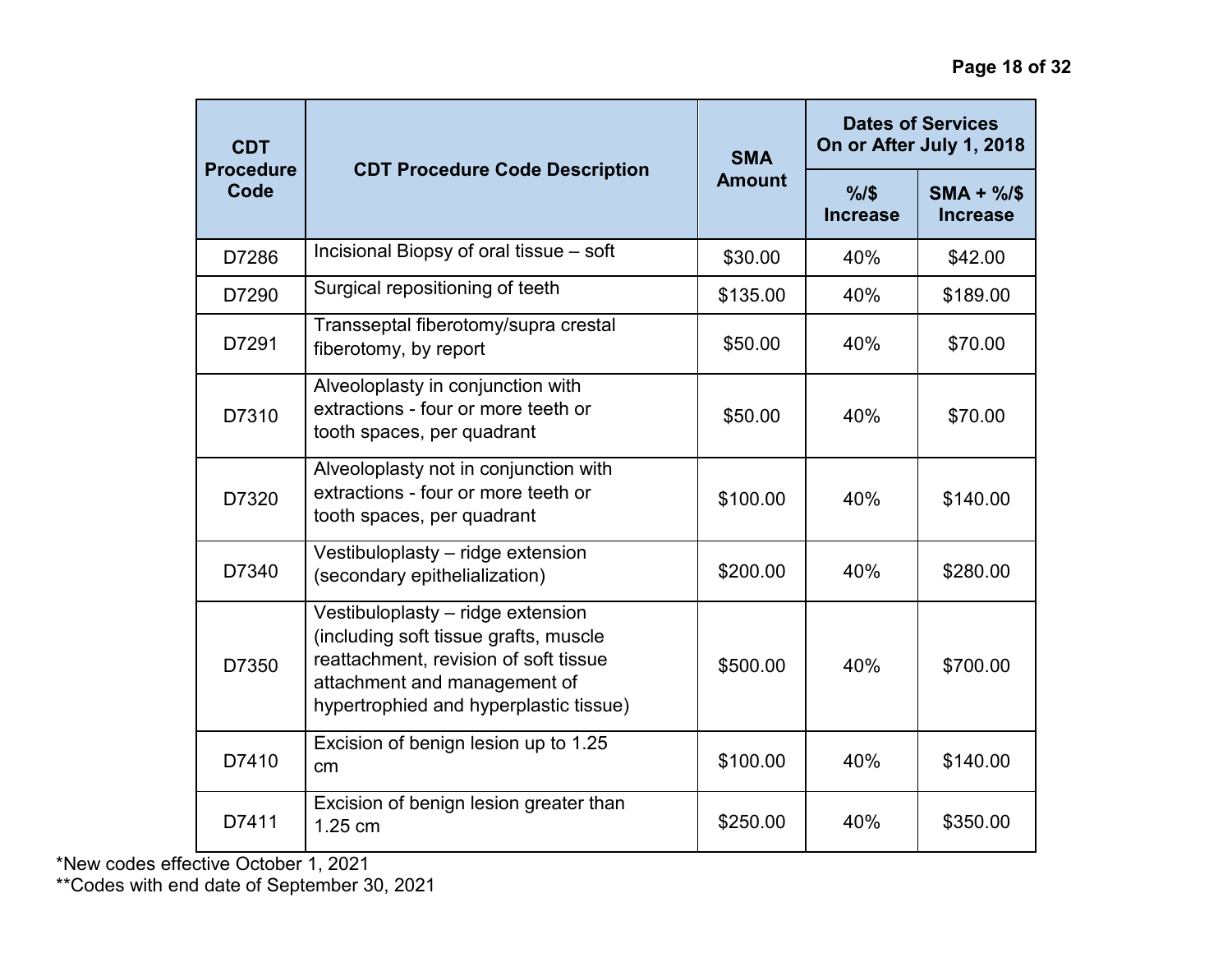| CDT Procedure Code | CDT Procedure Code Description | SMA Amount | Dates of Services On or After July 1, 2018 | |
|---|---|---|---|---|
| | | | %/$ Increase | SMA + %/$ Increase |
| D7286 | Incisional Biopsy of oral tissue – soft | $30.00 | 40% | $42.00 |
| D7290 | Surgical repositioning of teeth | $135.00 | 40% | $189.00 |
| D7291 | Transseptal fiberotomy/supra crestal fiberotomy, by report | $50.00 | 40% | $70.00 |
| D7310 | Alveoloplasty in conjunction with extractions - four or more teeth or tooth spaces, per quadrant | $50.00 | 40% | $70.00 |
| D7320 | Alveoloplasty not in conjunction with extractions - four or more teeth or tooth spaces, per quadrant | $100.00 | 40% | $140.00 |
| D7340 | Vestibuloplasty – ridge extension (secondary epithelialization) | $200.00 | 40% | $280.00 |
| D7350 | Vestibuloplasty – ridge extension (including soft tissue grafts, muscle reattachment, revision of soft tissue attachment and management of hypertrophied and hyperplastic tissue) | $500.00 | 40% | $700.00 |
| D7410 | Excision of benign lesion up to 1.25 cm | $100.00 | 40% | $140.00 |
| D7411 | Excision of benign lesion greater than 1.25 cm | $250.00 | 40% | $350.00 |

*New codes effective October 1, 2021
**Codes with end date of September 30, 2021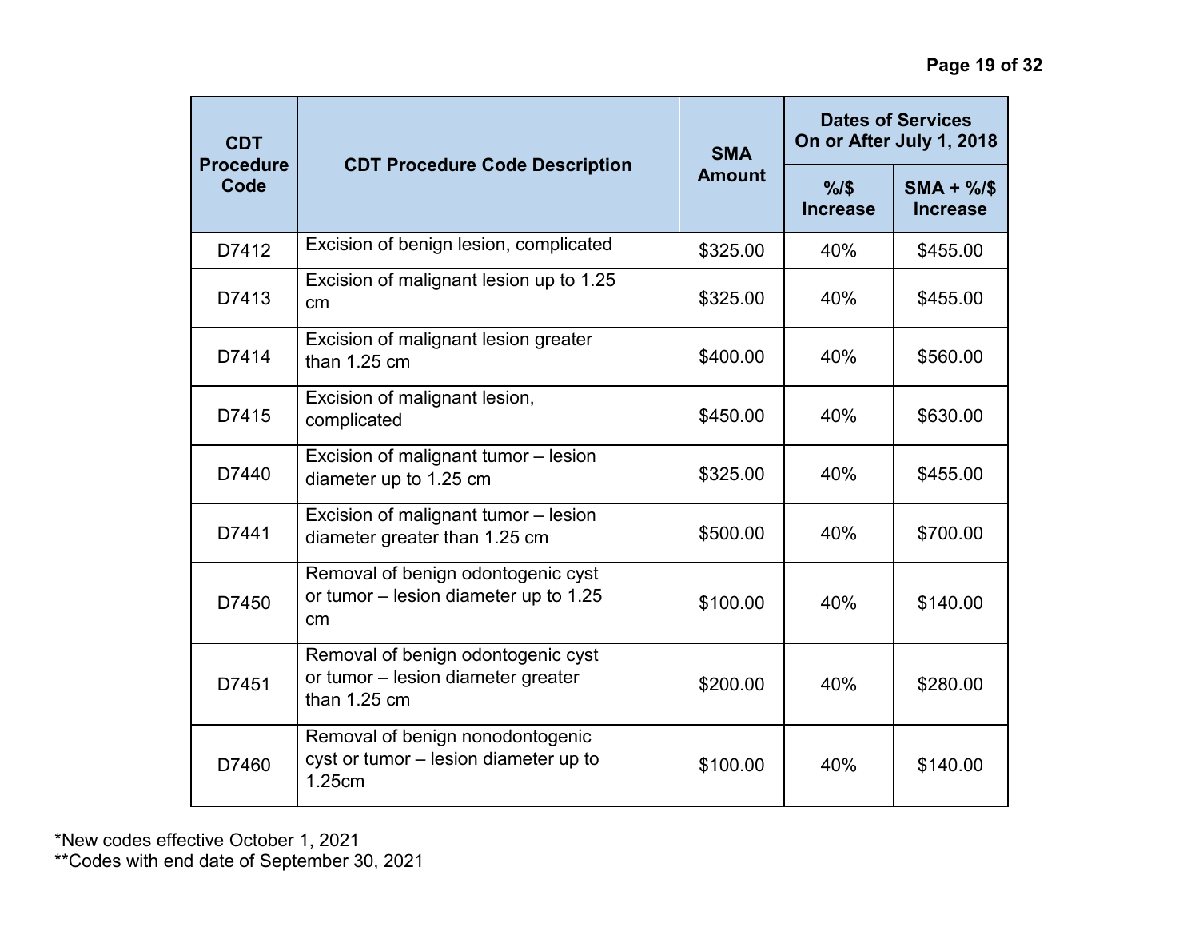| CDT Procedure Code | CDT Procedure Code Description | SMA Amount | Dates of Services On or After July 1, 2018 | |
|---|---|---|---|---|
| | | | %/$ Increase | SMA + %/$ Increase |
| D7412 | Excision of benign lesion, complicated | $325.00 | 40% | $455.00 |
| D7413 | Excision of malignant lesion up to 1.25 cm | $325.00 | 40% | $455.00 |
| D7414 | Excision of malignant lesion greater than 1.25 cm | $400.00 | 40% | $560.00 |
| D7415 | Excision of malignant lesion, complicated | $450.00 | 40% | $630.00 |
| D7440 | Excision of malignant tumor – lesion diameter up to 1.25 cm | $325.00 | 40% | $455.00 |
| D7441 | Excision of malignant tumor – lesion diameter greater than 1.25 cm | $500.00 | 40% | $700.00 |
| D7450 | Removal of benign odontogenic cyst or tumor – lesion diameter up to 1.25 cm | $100.00 | 40% | $140.00 |
| D7451 | Removal of benign odontogenic cyst or tumor – lesion diameter greater than 1.25 cm | $200.00 | 40% | $280.00 |
| D7460 | Removal of benign nonodontogenic cyst or tumor – lesion diameter up to 1.25cm | $100.00 | 40% | $140.00 |

*New codes effective October 1, 2021
**Codes with end date of September 30, 2021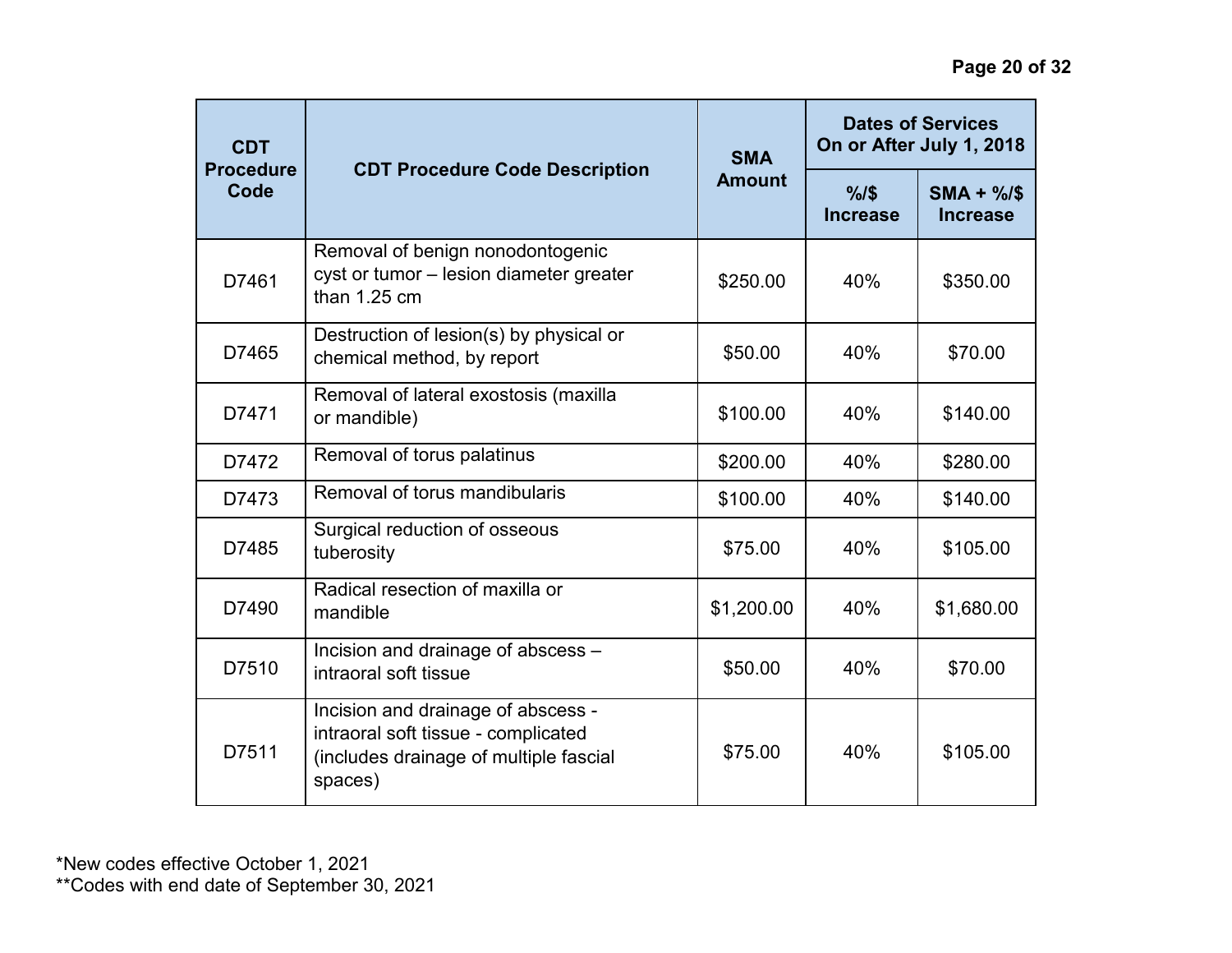| CDT Procedure Code | CDT Procedure Code Description | SMA Amount | Dates of Services On or After July 1, 2018 | |
|---|---|---|---|---|
| | | | %/$ Increase | SMA + %/$ Increase |
| D7461 | Removal of benign nonodontogenic cyst or tumor – lesion diameter greater than 1.25 cm | $250.00 | 40% | $350.00 |
| D7465 | Destruction of lesion(s) by physical or chemical method, by report | $50.00 | 40% | $70.00 |
| D7471 | Removal of lateral exostosis (maxilla or mandible) | $100.00 | 40% | $140.00 |
| D7472 | Removal of torus palatinus | $200.00 | 40% | $280.00 |
| D7473 | Removal of torus mandibularis | $100.00 | 40% | $140.00 |
| D7485 | Surgical reduction of osseous tuberosity | $75.00 | 40% | $105.00 |
| D7490 | Radical resection of maxilla or mandible | $1,200.00 | 40% | $1,680.00 |
| D7510 | Incision and drainage of abscess – intraoral soft tissue | $50.00 | 40% | $70.00 |
| D7511 | Incision and drainage of abscess - intraoral soft tissue - complicated (includes drainage of multiple fascial spaces) | $75.00 | 40% | $105.00 |

*New codes effective October 1, 2021
**Codes with end date of September 30, 2021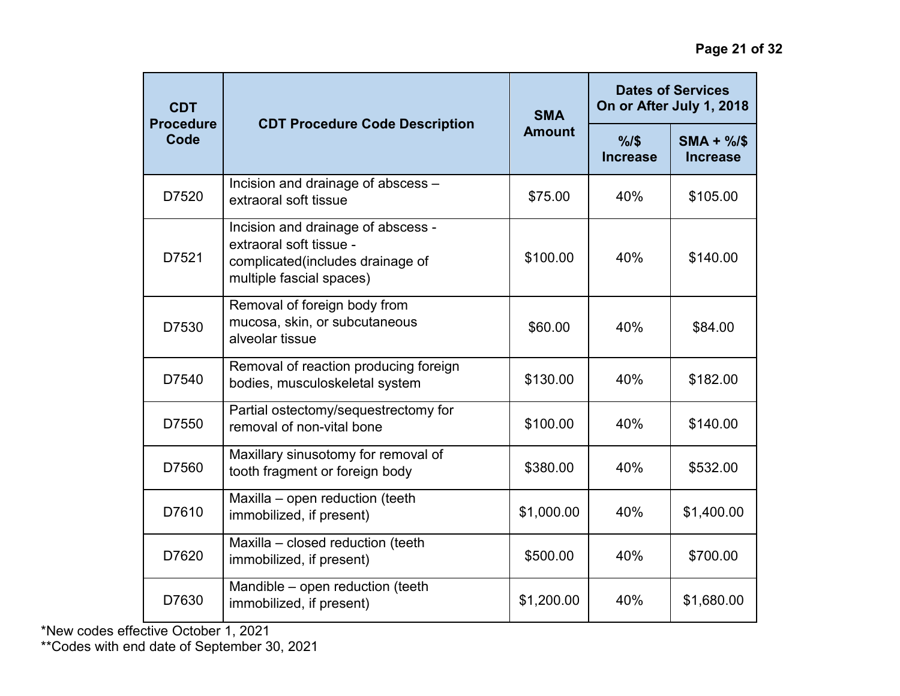| CDT Procedure Code | CDT Procedure Code Description | SMA Amount | Dates of Services On or After July 1, 2018 | |
|---|---|---|---|---|
| | | | %/$ Increase | SMA + %/$ Increase |
| D7520 | Incision and drainage of abscess – extraoral soft tissue | $75.00 | 40% | $105.00 |
| D7521 | Incision and drainage of abscess - extraoral soft tissue - complicated(includes drainage of multiple fascial spaces) | $100.00 | 40% | $140.00 |
| D7530 | Removal of foreign body from mucosa, skin, or subcutaneous alveolar tissue | $60.00 | 40% | $84.00 |
| D7540 | Removal of reaction producing foreign bodies, musculoskeletal system | $130.00 | 40% | $182.00 |
| D7550 | Partial ostectomy/sequestrectomy for removal of non-vital bone | $100.00 | 40% | $140.00 |
| D7560 | Maxillary sinusotomy for removal of tooth fragment or foreign body | $380.00 | 40% | $532.00 |
| D7610 | Maxilla – open reduction (teeth immobilized, if present) | $1,000.00 | 40% | $1,400.00 |
| D7620 | Maxilla – closed reduction (teeth immobilized, if present) | $500.00 | 40% | $700.00 |
| D7630 | Mandible – open reduction (teeth immobilized, if present) | $1,200.00 | 40% | $1,680.00 |

*New codes effective October 1, 2021
**Codes with end date of September 30, 2021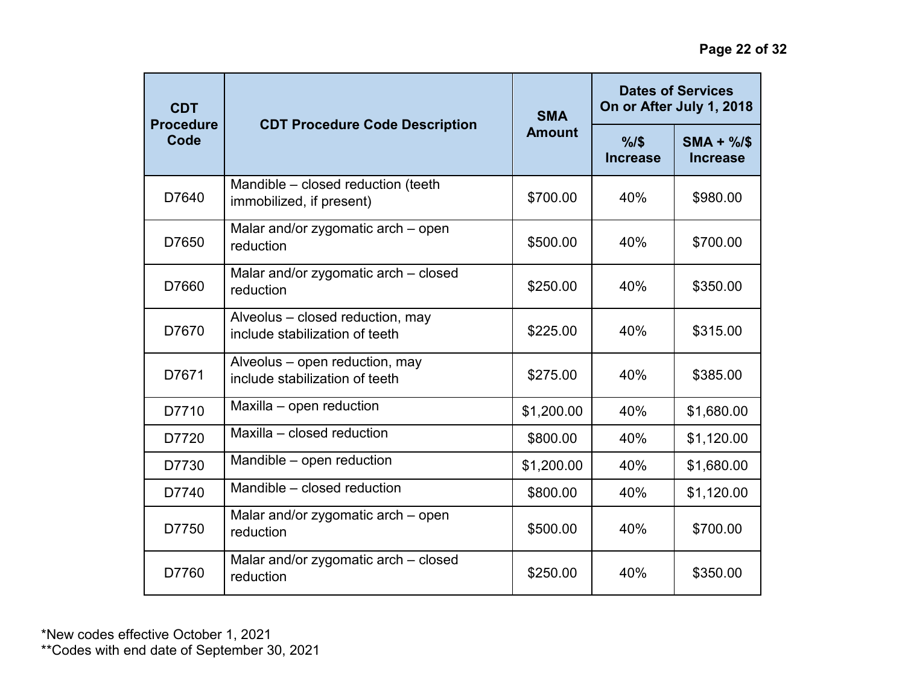| CDT Procedure Code | CDT Procedure Code Description | SMA Amount | Dates of Services On or After July 1, 2018 | |
|---|---|---|---|---|
| | | | %/$ Increase | SMA + %/$ Increase |
| D7640 | Mandible – closed reduction (teeth immobilized, if present) | $700.00 | 40% | $980.00 |
| D7650 | Malar and/or zygomatic arch – open reduction | $500.00 | 40% | $700.00 |
| D7660 | Malar and/or zygomatic arch – closed reduction | $250.00 | 40% | $350.00 |
| D7670 | Alveolus – closed reduction, may include stabilization of teeth | $225.00 | 40% | $315.00 |
| D7671 | Alveolus – open reduction, may include stabilization of teeth | $275.00 | 40% | $385.00 |
| D7710 | Maxilla – open reduction | $1,200.00 | 40% | $1,680.00 |
| D7720 | Maxilla – closed reduction | $800.00 | 40% | $1,120.00 |
| D7730 | Mandible – open reduction | $1,200.00 | 40% | $1,680.00 |
| D7740 | Mandible – closed reduction | $800.00 | 40% | $1,120.00 |
| D7750 | Malar and/or zygomatic arch – open reduction | $500.00 | 40% | $700.00 |
| D7760 | Malar and/or zygomatic arch – closed reduction | $250.00 | 40% | $350.00 |

*New codes effective October 1, 2021
**Codes with end date of September 30, 2021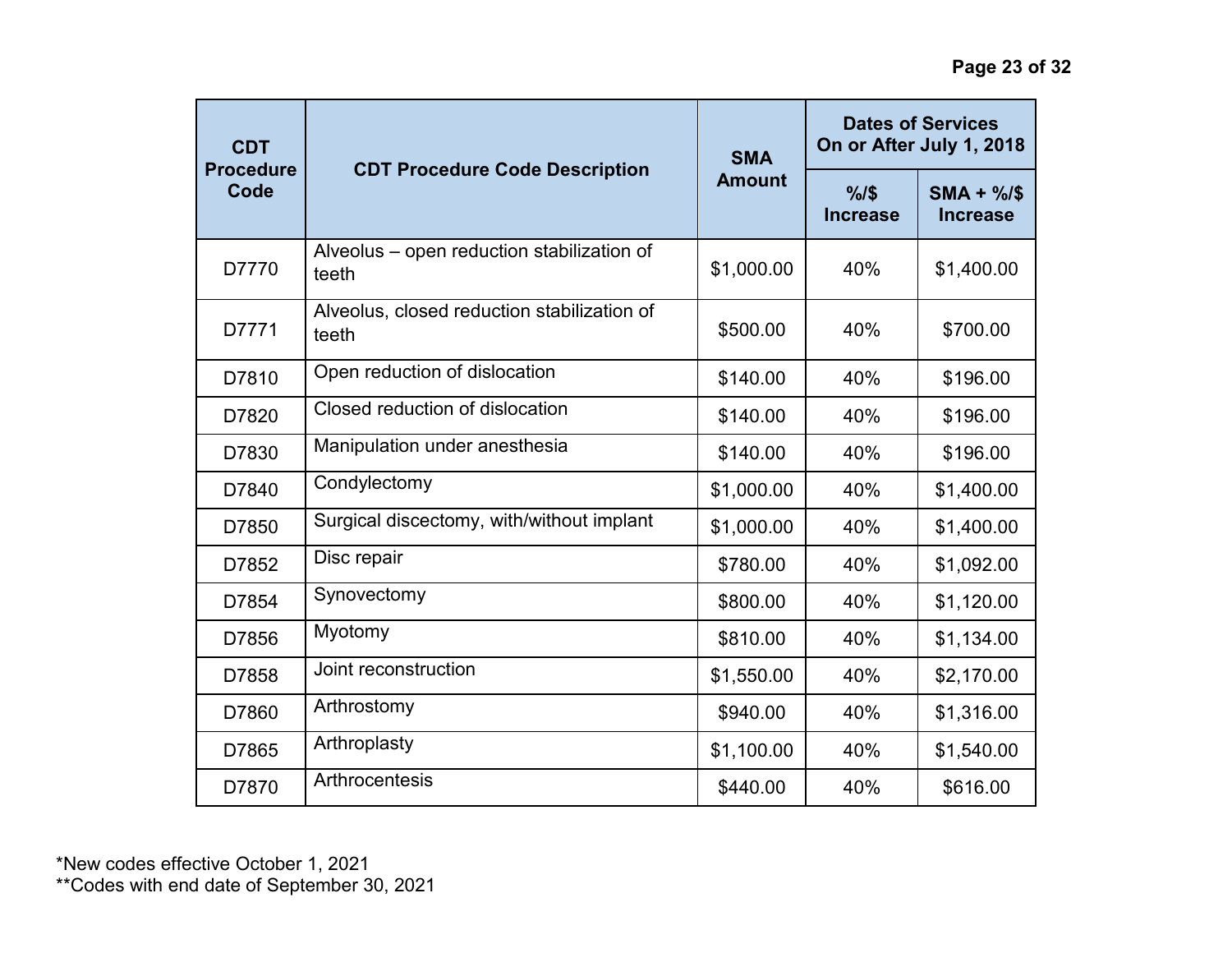| CDT Procedure Code | CDT Procedure Code Description | SMA Amount | Dates of Services On or After July 1, 2018 | |
|---|---|---|---|---|
| | | | %/$ Increase | SMA + %/$ Increase |
| D7770 | Alveolus – open reduction stabilization of teeth | $1,000.00 | 40% | $1,400.00 |
| D7771 | Alveolus, closed reduction stabilization of teeth | $500.00 | 40% | $700.00 |
| D7810 | Open reduction of dislocation | $140.00 | 40% | $196.00 |
| D7820 | Closed reduction of dislocation | $140.00 | 40% | $196.00 |
| D7830 | Manipulation under anesthesia | $140.00 | 40% | $196.00 |
| D7840 | Condylectomy | $1,000.00 | 40% | $1,400.00 |
| D7850 | Surgical discectomy, with/without implant | $1,000.00 | 40% | $1,400.00 |
| D7852 | Disc repair | $780.00 | 40% | $1,092.00 |
| D7854 | Synovectomy | $800.00 | 40% | $1,120.00 |
| D7856 | Myotomy | $810.00 | 40% | $1,134.00 |
| D7858 | Joint reconstruction | $1,550.00 | 40% | $2,170.00 |
| D7860 | Arthrostomy | $940.00 | 40% | $1,316.00 |
| D7865 | Arthroplasty | $1,100.00 | 40% | $1,540.00 |
| D7870 | Arthrocentesis | $440.00 | 40% | $616.00 |

*New codes effective October 1, 2021
**Codes with end date of September 30, 2021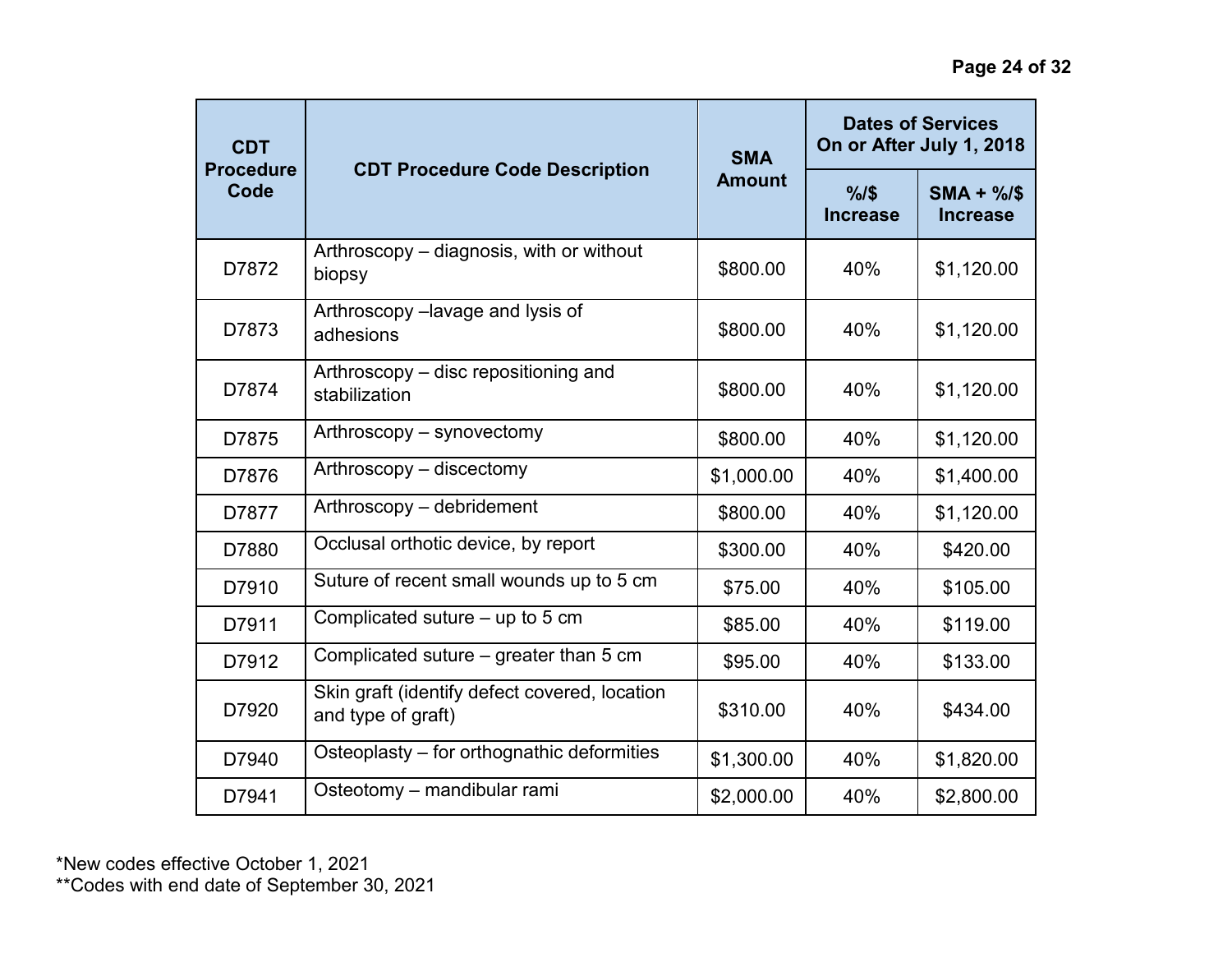| CDT Procedure Code | CDT Procedure Code Description | SMA Amount | Dates of Services On or After July 1, 2018 | |
|---|---|---|---|---|
| | | | %/$ Increase | SMA + %/$ Increase |
| D7872 | Arthroscopy – diagnosis, with or without biopsy | $800.00 | 40% | $1,120.00 |
| D7873 | Arthroscopy –lavage and lysis of adhesions | $800.00 | 40% | $1,120.00 |
| D7874 | Arthroscopy – disc repositioning and stabilization | $800.00 | 40% | $1,120.00 |
| D7875 | Arthroscopy – synovectomy | $800.00 | 40% | $1,120.00 |
| D7876 | Arthroscopy – discectomy | $1,000.00 | 40% | $1,400.00 |
| D7877 | Arthroscopy – debridement | $800.00 | 40% | $1,120.00 |
| D7880 | Occlusal orthotic device, by report | $300.00 | 40% | $420.00 |
| D7910 | Suture of recent small wounds up to 5 cm | $75.00 | 40% | $105.00 |
| D7911 | Complicated suture – up to 5 cm | $85.00 | 40% | $119.00 |
| D7912 | Complicated suture – greater than 5 cm | $95.00 | 40% | $133.00 |
| D7920 | Skin graft (identify defect covered, location and type of graft) | $310.00 | 40% | $434.00 |
| D7940 | Osteoplasty – for orthognathic deformities | $1,300.00 | 40% | $1,820.00 |
| D7941 | Osteotomy – mandibular rami | $2,000.00 | 40% | $2,800.00 |

*New codes effective October 1, 2021
**Codes with end date of September 30, 2021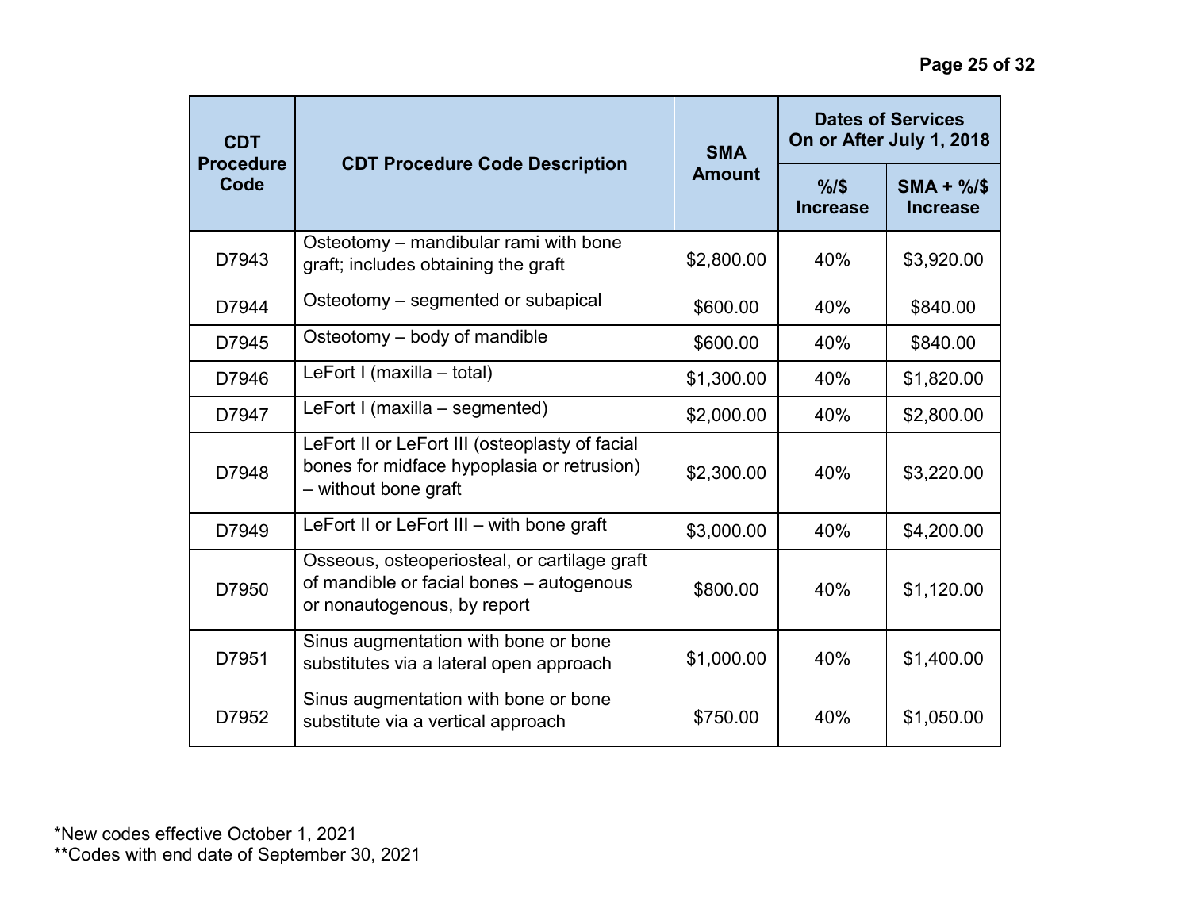| CDT Procedure Code | CDT Procedure Code Description | SMA Amount | Dates of Services On or After July 1, 2018 | |
|---|---|---|---|---|
| | | | %/$ Increase | SMA + %/$ Increase |
| D7943 | Osteotomy – mandibular rami with bone graft; includes obtaining the graft | $2,800.00 | 40% | $3,920.00 |
| D7944 | Osteotomy – segmented or subapical | $600.00 | 40% | $840.00 |
| D7945 | Osteotomy – body of mandible | $600.00 | 40% | $840.00 |
| D7946 | LeFort I (maxilla – total) | $1,300.00 | 40% | $1,820.00 |
| D7947 | LeFort I (maxilla – segmented) | $2,000.00 | 40% | $2,800.00 |
| D7948 | LeFort II or LeFort III (osteoplasty of facial bones for midface hypoplasia or retrusion) – without bone graft | $2,300.00 | 40% | $3,220.00 |
| D7949 | LeFort II or LeFort III – with bone graft | $3,000.00 | 40% | $4,200.00 |
| D7950 | Osseous, osteoperiosteal, or cartilage graft of mandible or facial bones – autogenous or nonautogenous, by report | $800.00 | 40% | $1,120.00 |
| D7951 | Sinus augmentation with bone or bone substitutes via a lateral open approach | $1,000.00 | 40% | $1,400.00 |
| D7952 | Sinus augmentation with bone or bone substitute via a vertical approach | $750.00 | 40% | $1,050.00 |

*New codes effective October 1, 2021
**Codes with end date of September 30, 2021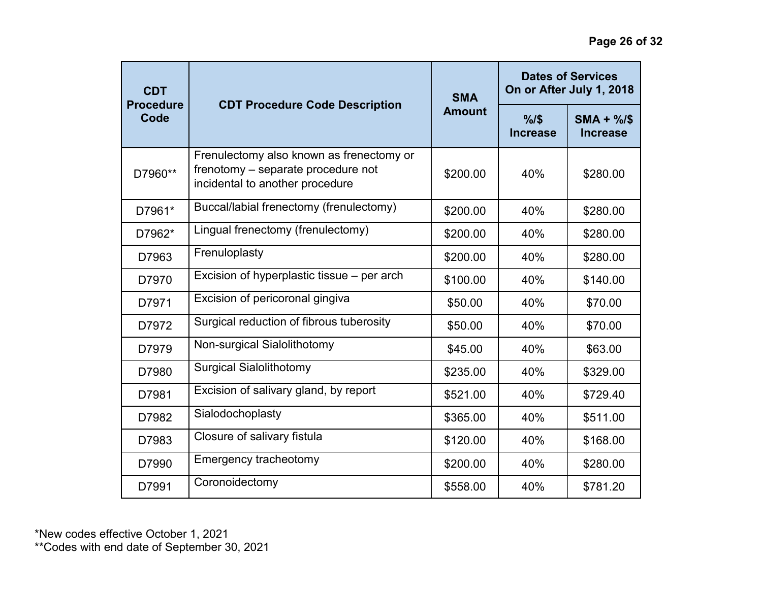| CDT Procedure Code | CDT Procedure Code Description | SMA Amount | Dates of Services On or After July 1, 2018 | |
|---|---|---|---|---|
| | | | %/$ Increase | SMA + %/$ Increase |
| D7960** | Frenulectomy also known as frenectomy or frenotomy – separate procedure not incidental to another procedure | $200.00 | 40% | $280.00 |
| D7961* | Buccal/labial frenectomy (frenulectomy) | $200.00 | 40% | $280.00 |
| D7962* | Lingual frenectomy (frenulectomy) | $200.00 | 40% | $280.00 |
| D7963 | Frenuloplasty | $200.00 | 40% | $280.00 |
| D7970 | Excision of hyperplastic tissue – per arch | $100.00 | 40% | $140.00 |
| D7971 | Excision of pericoronal gingiva | $50.00 | 40% | $70.00 |
| D7972 | Surgical reduction of fibrous tuberosity | $50.00 | 40% | $70.00 |
| D7979 | Non-surgical Sialolithotomy | $45.00 | 40% | $63.00 |
| D7980 | Surgical Sialolithotomy | $235.00 | 40% | $329.00 |
| D7981 | Excision of salivary gland, by report | $521.00 | 40% | $729.40 |
| D7982 | Sialodochoplasty | $365.00 | 40% | $511.00 |
| D7983 | Closure of salivary fistula | $120.00 | 40% | $168.00 |
| D7990 | Emergency tracheotomy | $200.00 | 40% | $280.00 |
| D7991 | Coronoidectomy | $558.00 | 40% | $781.20 |

*New codes effective October 1, 2021
**Codes with end date of September 30, 2021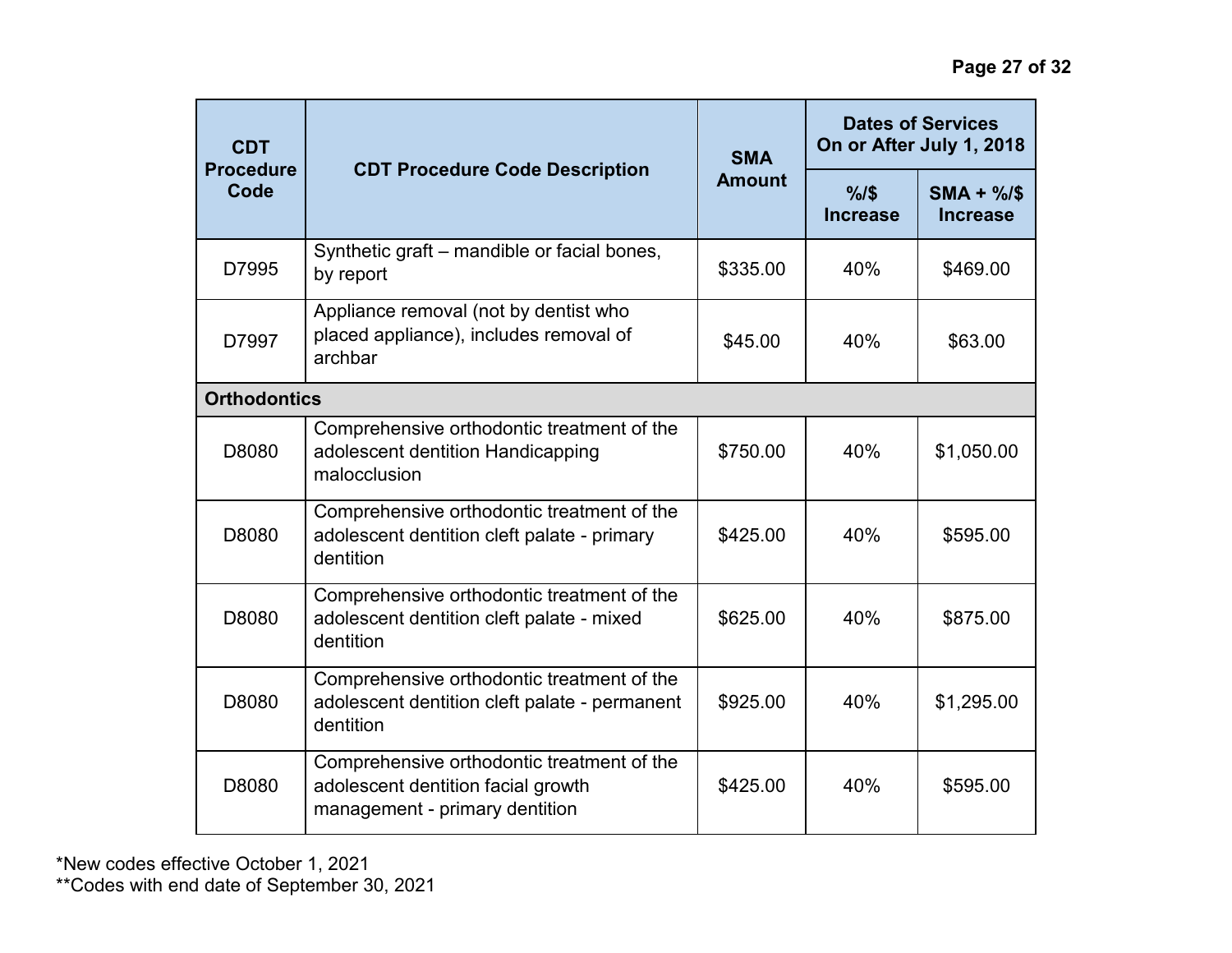| CDT Procedure Code | CDT Procedure Code Description | SMA Amount | Dates of Services On or After July 1, 2018 | |
|---|---|---|---|---|
| | | | %/$ Increase | SMA + %/$ Increase |
| D7995 | Synthetic graft – mandible or facial bones, by report | $335.00 | 40% | $469.00 |
| D7997 | Appliance removal (not by dentist who placed appliance), includes removal of archbar | $45.00 | 40% | $63.00 |
| **Orthodontics** | | | | |
| D8080 | Comprehensive orthodontic treatment of the adolescent dentition Handicapping malocclusion | $750.00 | 40% | $1,050.00 |
| D8080 | Comprehensive orthodontic treatment of the adolescent dentition cleft palate - primary dentition | $425.00 | 40% | $595.00 |
| D8080 | Comprehensive orthodontic treatment of the adolescent dentition cleft palate - mixed dentition | $625.00 | 40% | $875.00 |
| D8080 | Comprehensive orthodontic treatment of the adolescent dentition cleft palate - permanent dentition | $925.00 | 40% | $1,295.00 |
| D8080 | Comprehensive orthodontic treatment of the adolescent dentition facial growth management - primary dentition | $425.00 | 40% | $595.00 |

*New codes effective October 1, 2021
**Codes with end date of September 30, 2021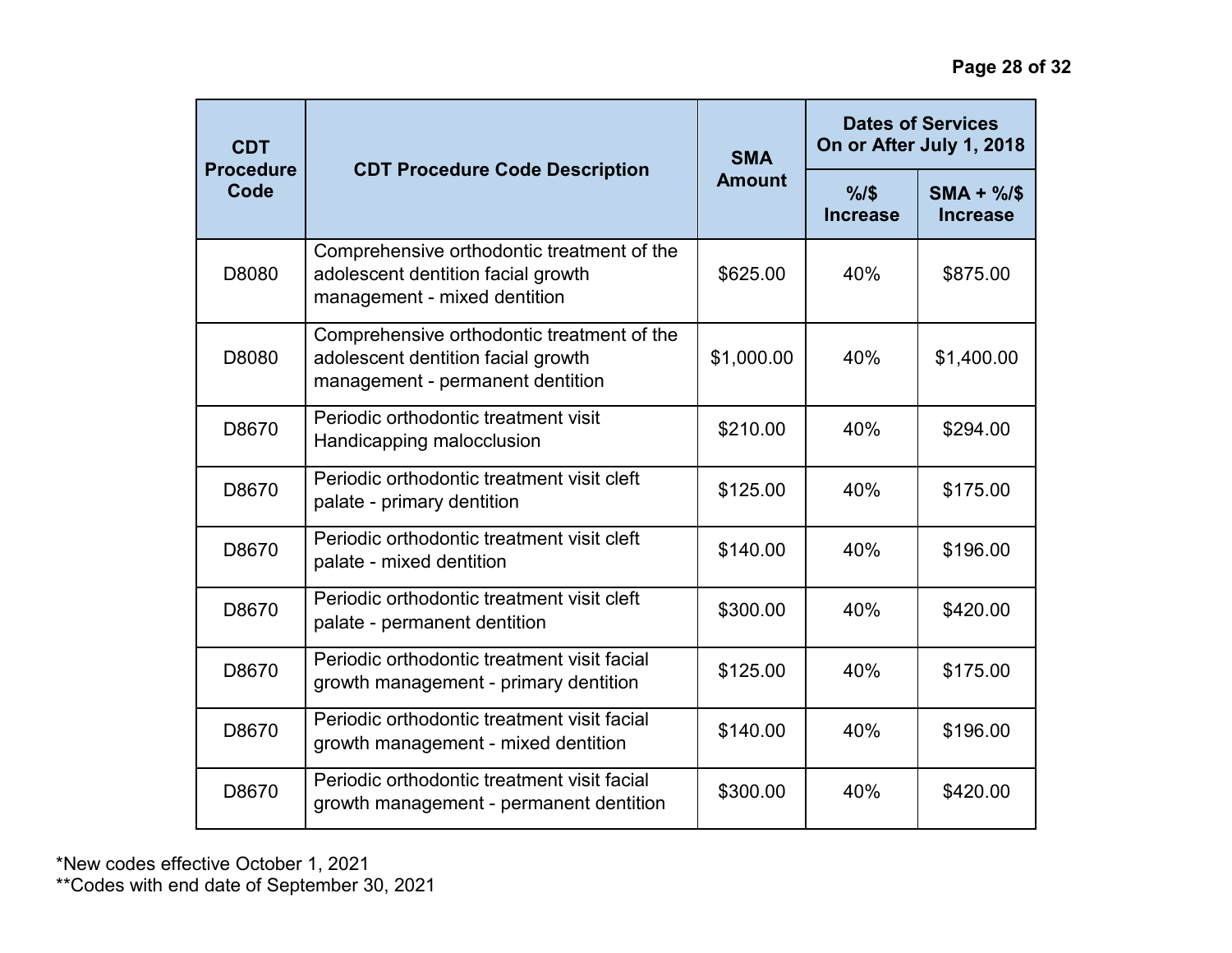| CDT Procedure Code | CDT Procedure Code Description | SMA Amount | Dates of Services On or After July 1, 2018 | |
|---|---|---|---|---|
| | | | %/$ Increase | SMA + %/$ Increase |
| D8080 | Comprehensive orthodontic treatment of the adolescent dentition facial growth management - mixed dentition | $625.00 | 40% | $875.00 |
| D8080 | Comprehensive orthodontic treatment of the adolescent dentition facial growth management - permanent dentition | $1,000.00 | 40% | $1,400.00 |
| D8670 | Periodic orthodontic treatment visit Handicapping malocclusion | $210.00 | 40% | $294.00 |
| D8670 | Periodic orthodontic treatment visit cleft palate - primary dentition | $125.00 | 40% | $175.00 |
| D8670 | Periodic orthodontic treatment visit cleft palate - mixed dentition | $140.00 | 40% | $196.00 |
| D8670 | Periodic orthodontic treatment visit cleft palate - permanent dentition | $300.00 | 40% | $420.00 |
| D8670 | Periodic orthodontic treatment visit facial growth management - primary dentition | $125.00 | 40% | $175.00 |
| D8670 | Periodic orthodontic treatment visit facial growth management - mixed dentition | $140.00 | 40% | $196.00 |
| D8670 | Periodic orthodontic treatment visit facial growth management - permanent dentition | $300.00 | 40% | $420.00 |

*New codes effective October 1, 2021
**Codes with end date of September 30, 2021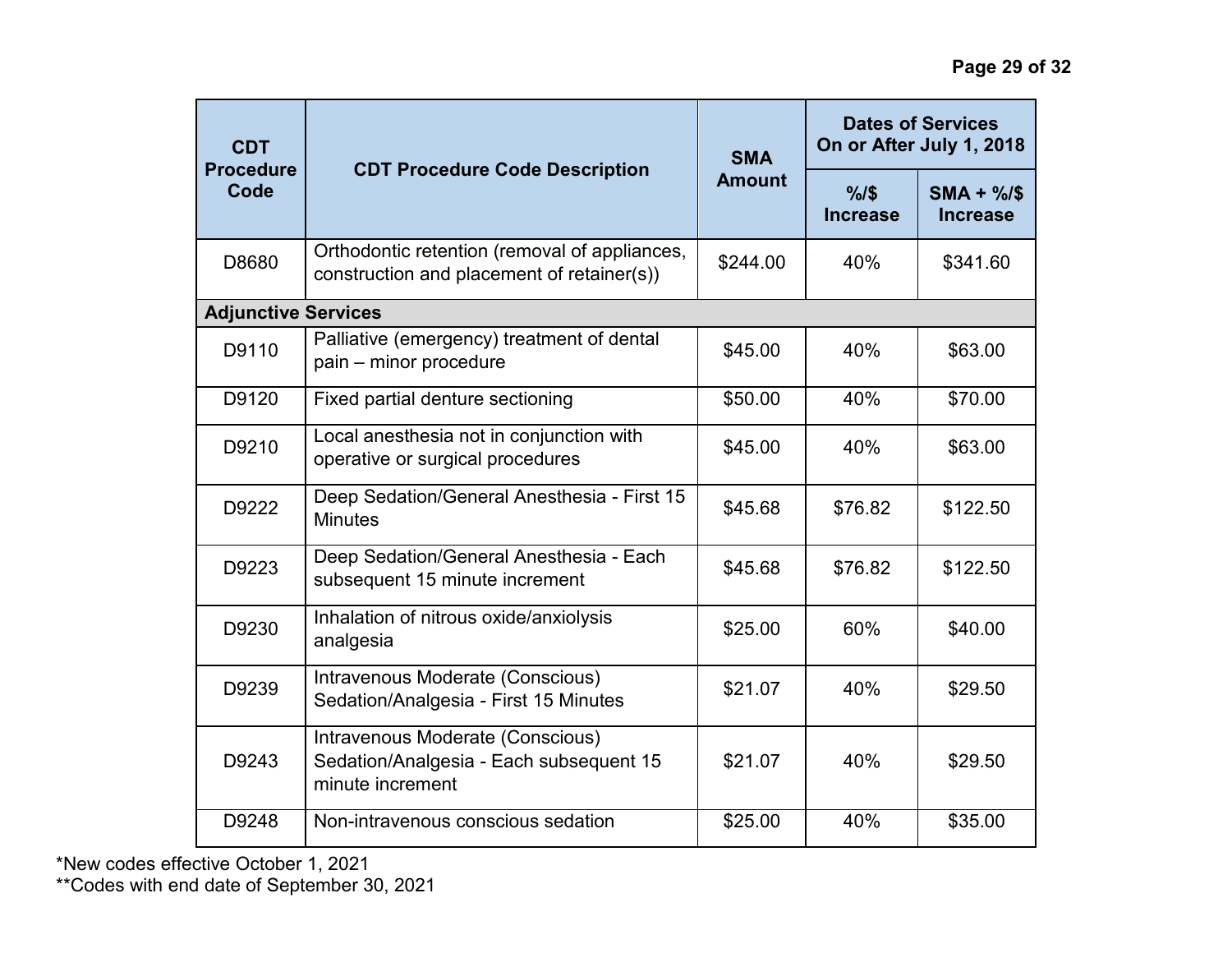| CDT Procedure Code | CDT Procedure Code Description | SMA Amount | Dates of Services On or After July 1, 2018 | |
|---|---|---|---|---|
| | | | %/$ Increase | SMA + %/$ Increase |
| D8680 | Orthodontic retention (removal of appliances, construction and placement of retainer(s)) | $244.00 | 40% | $341.60 |
| **Adjunctive Services** | | | | |
| D9110 | Palliative (emergency) treatment of dental pain – minor procedure | $45.00 | 40% | $63.00 |
| D9120 | Fixed partial denture sectioning | $50.00 | 40% | $70.00 |
| D9210 | Local anesthesia not in conjunction with operative or surgical procedures | $45.00 | 40% | $63.00 |
| D9222 | Deep Sedation/General Anesthesia - First 15 Minutes | $45.68 | $76.82 | $122.50 |
| D9223 | Deep Sedation/General Anesthesia - Each subsequent 15 minute increment | $45.68 | $76.82 | $122.50 |
| D9230 | Inhalation of nitrous oxide/anxiolysis analgesia | $25.00 | 60% | $40.00 |
| D9239 | Intravenous Moderate (Conscious) Sedation/Analgesia - First 15 Minutes | $21.07 | 40% | $29.50 |
| D9243 | Intravenous Moderate (Conscious) Sedation/Analgesia - Each subsequent 15 minute increment | $21.07 | 40% | $29.50 |
| D9248 | Non-intravenous conscious sedation | $25.00 | 40% | $35.00 |

*New codes effective October 1, 2021
**Codes with end date of September 30, 2021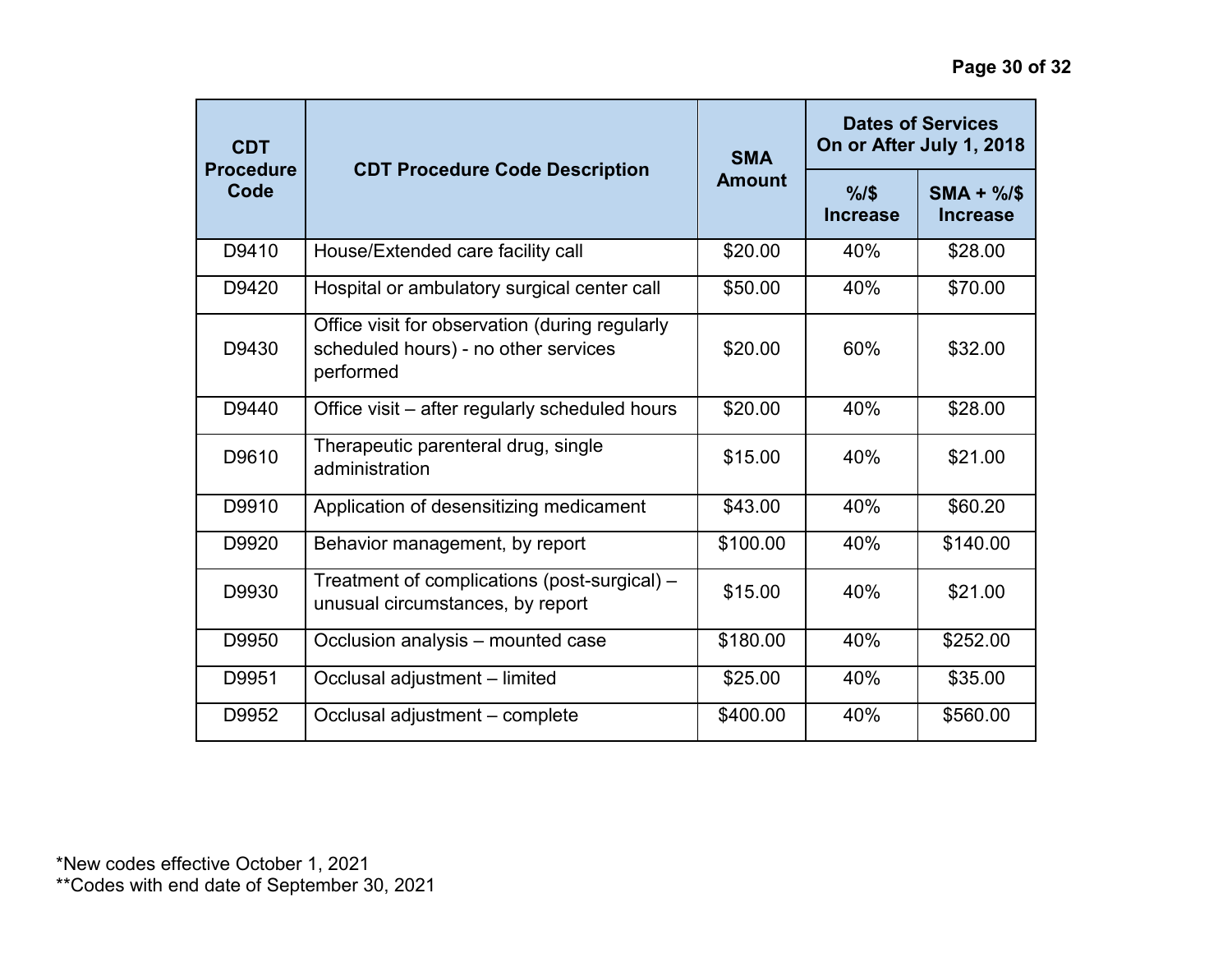| CDT Procedure Code | CDT Procedure Code Description | SMA Amount | Dates of Services On or After July 1, 2018 | |
|---|---|---|---|---|
| | | | %/$ Increase | SMA + %/$ Increase |
| D9410 | House/Extended care facility call | $20.00 | 40% | $28.00 |
| D9420 | Hospital or ambulatory surgical center call | $50.00 | 40% | $70.00 |
| D9430 | Office visit for observation (during regularly scheduled hours) - no other services performed | $20.00 | 60% | $32.00 |
| D9440 | Office visit – after regularly scheduled hours | $20.00 | 40% | $28.00 |
| D9610 | Therapeutic parenteral drug, single administration | $15.00 | 40% | $21.00 |
| D9910 | Application of desensitizing medicament | $43.00 | 40% | $60.20 |
| D9920 | Behavior management, by report | $100.00 | 40% | $140.00 |
| D9930 | Treatment of complications (post-surgical) – unusual circumstances, by report | $15.00 | 40% | $21.00 |
| D9950 | Occlusion analysis – mounted case | $180.00 | 40% | $252.00 |
| D9951 | Occlusal adjustment – limited | $25.00 | 40% | $35.00 |
| D9952 | Occlusal adjustment – complete | $400.00 | 40% | $560.00 |

*New codes effective October 1, 2021
**Codes with end date of September 30, 2021